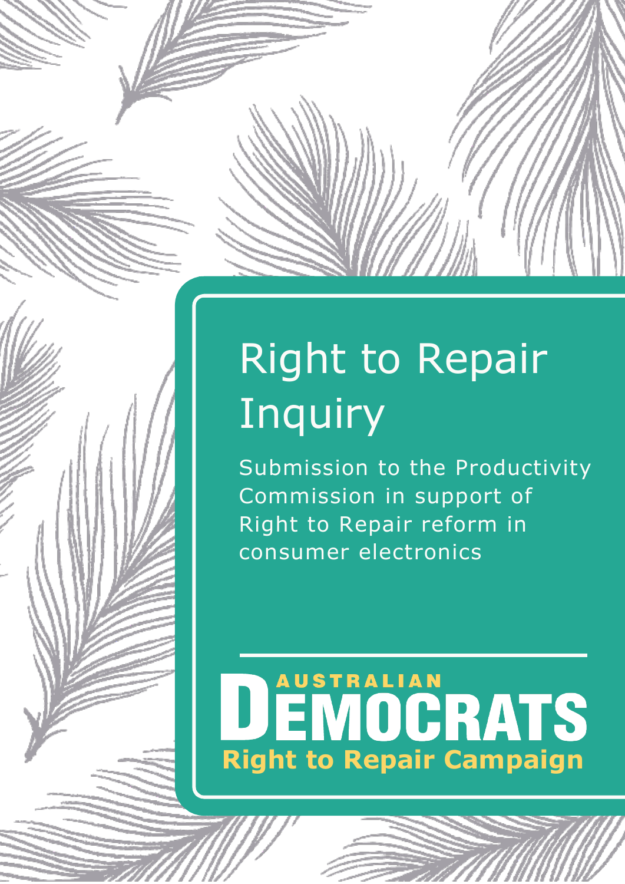# Right to Repair Inquiry

Submission to the Productivity Commission in support of Right to Repair reform in consumer electronics

AUSTRALIAN DEMOCRATS

**Right to Repair Campaign**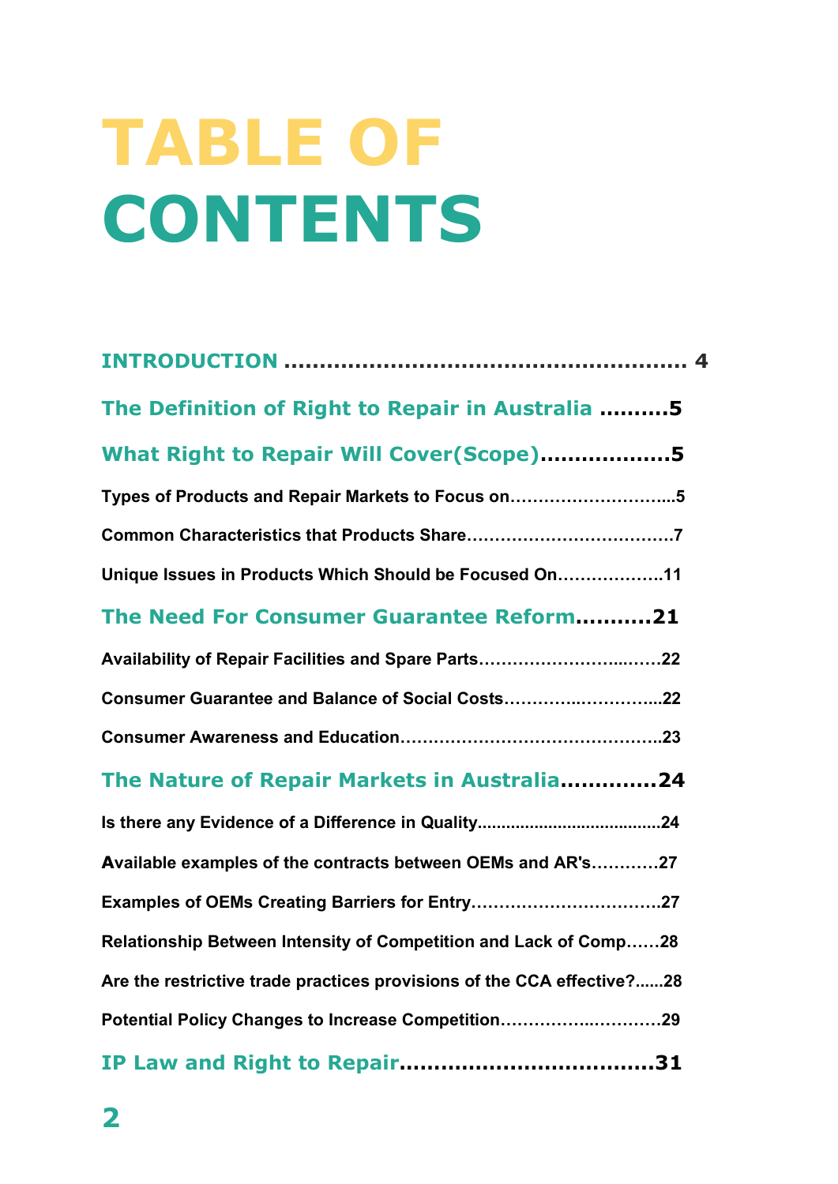# TABLE OF CONTENTS

**INTRODUCTION** ........................................................ 4

**The Definition of Right to Repair in Australia** .........5

**What Right to Repair Will Cover(Scope)**..................5

Types of Products and Repair Markets to Focus on…………………………...5

Common Characteristics that Products Share………………………………..7

Unique Issues in Products Which Should be Focused On……………….11

**The Need For Consumer Guarantee Reform**..........21

Availability of Repair Facilities and Spare Parts……………………..…….22

Consumer Guarantee and Balance of Social Costs………….…………...22

Consumer Awareness and Education………………………………………..23

**The Nature of Repair Markets in Australia**.............24

Is there any Evidence of a Difference in Quality......................................24

Available examples of the contracts between OEMs and AR's…………27

Examples of OEMs Creating Barriers for Entry…………………………….27

Relationship Between Intensity of Competition and Lack of Comp……28

Are the restrictive trade practices provisions of the CCA effective?......28

Potential Policy Changes to Increase Competition…………….…………29

**IP Law and Right to Repair**...................................31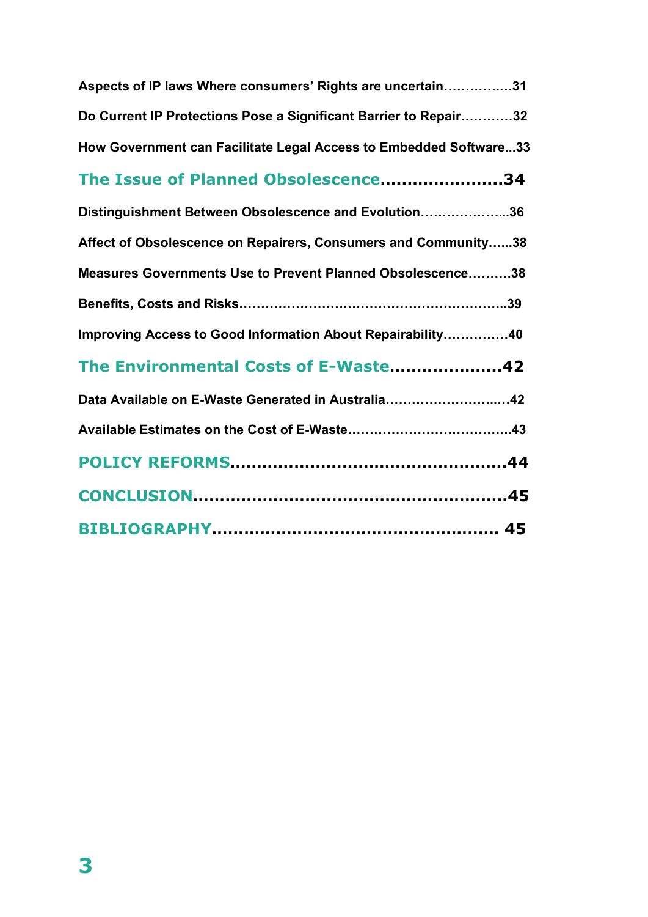**Aspects of IP laws Where consumers' Rights are uncertain……………31**

**Do Current IP Protections Pose a Significant Barrier to Repair…………32**

**How Government can Facilitate Legal Access to Embedded Software...33**

## The Issue of Planned Obsolescence………………….34

**Distinguishment Between Obsolescence and Evolution………………...36**

**Affect of Obsolescence on Repairers, Consumers and Community…...38**

**Measures Governments Use to Prevent Planned Obsolescence……….38**

**Benefits, Costs and Risks……………………………………………………..39**

**Improving Access to Good Information About Repairability……………40**

## The Environmental Costs of E-Waste………………..42

**Data Available on E-Waste Generated in Australia……………………..…42**

**Available Estimates on the Cost of E-Waste………………………………..43**

## POLICY REFORMS……………………………………………44

## CONCLUSION…………………………………………………45

## BIBLIOGRAPHY……………………………………………… 45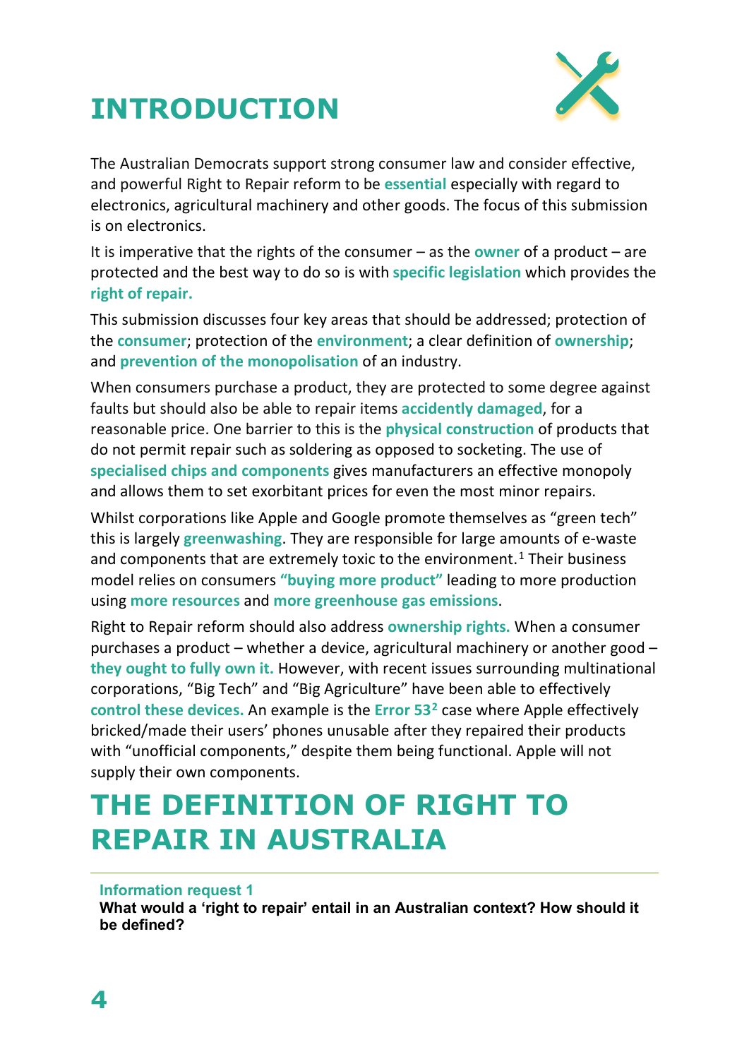# INTRODUCTION

The Australian Democrats support strong consumer law and consider effective, and powerful Right to Repair reform to be **essential** especially with regard to electronics, agricultural machinery and other goods. The focus of this submission is on electronics.

It is imperative that the rights of the consumer – as the **owner** of a product – are protected and the best way to do so is with **specific legislation** which provides the **right of repair.**

This submission discusses four key areas that should be addressed; protection of the **consumer**; protection of the **environment**; a clear definition of **ownership**; and **prevention of the monopolisation** of an industry.

When consumers purchase a product, they are protected to some degree against faults but should also be able to repair items **accidently damaged**, for a reasonable price. One barrier to this is the **physical construction** of products that do not permit repair such as soldering as opposed to socketing. The use of **specialised chips and components** gives manufacturers an effective monopoly and allows them to set exorbitant prices for even the most minor repairs.

Whilst corporations like Apple and Google promote themselves as "green tech" this is largely **greenwashing**. They are responsible for large amounts of e-waste and components that are extremely toxic to the environment.[1] Their business model relies on consumers **"buying more product"** leading to more production using **more resources** and **more greenhouse gas emissions**.

Right to Repair reform should also address **ownership rights.** When a consumer purchases a product – whether a device, agricultural machinery or another good – **they ought to fully own it.** However, with recent issues surrounding multinational corporations, "Big Tech" and "Big Agriculture" have been able to effectively **control these devices.** An example is the **Error 53**[2] case where Apple effectively bricked/made their users' phones unusable after they repaired their products with "unofficial components," despite them being functional. Apple will not supply their own components.

# THE DEFINITION OF RIGHT TO REPAIR IN AUSTRALIA

**Information request 1**

**What would a 'right to repair' entail in an Australian context? How should it be defined?**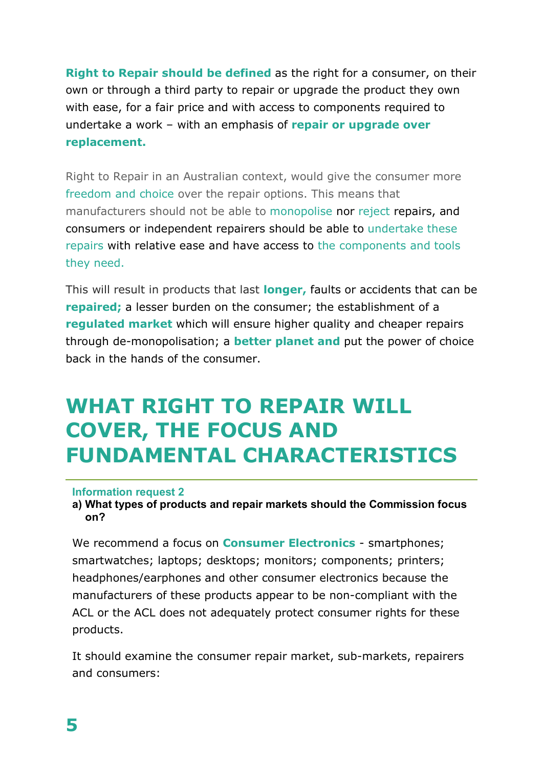**Right to Repair should be defined** as the right for a consumer, on their own or through a third party to repair or upgrade the product they own with ease, for a fair price and with access to components required to undertake a work – with an emphasis of **repair or upgrade over replacement.**

Right to Repair in an Australian context, would give the consumer more freedom and choice over the repair options. This means that manufacturers should not be able to monopolise nor reject repairs, and consumers or independent repairers should be able to undertake these repairs with relative ease and have access to the components and tools they need.

This will result in products that last **longer,** faults or accidents that can be **repaired;** a lesser burden on the consumer; the establishment of a **regulated market** which will ensure higher quality and cheaper repairs through de-monopolisation; a **better planet and** put the power of choice back in the hands of the consumer.

# WHAT RIGHT TO REPAIR WILL COVER, THE FOCUS AND FUNDAMENTAL CHARACTERISTICS

**Information request 2**

**a) What types of products and repair markets should the Commission focus on?**

We recommend a focus on **Consumer Electronics** - smartphones; smartwatches; laptops; desktops; monitors; components; printers; headphones/earphones and other consumer electronics because the manufacturers of these products appear to be non-compliant with the ACL or the ACL does not adequately protect consumer rights for these products.

It should examine the consumer repair market, sub-markets, repairers and consumers: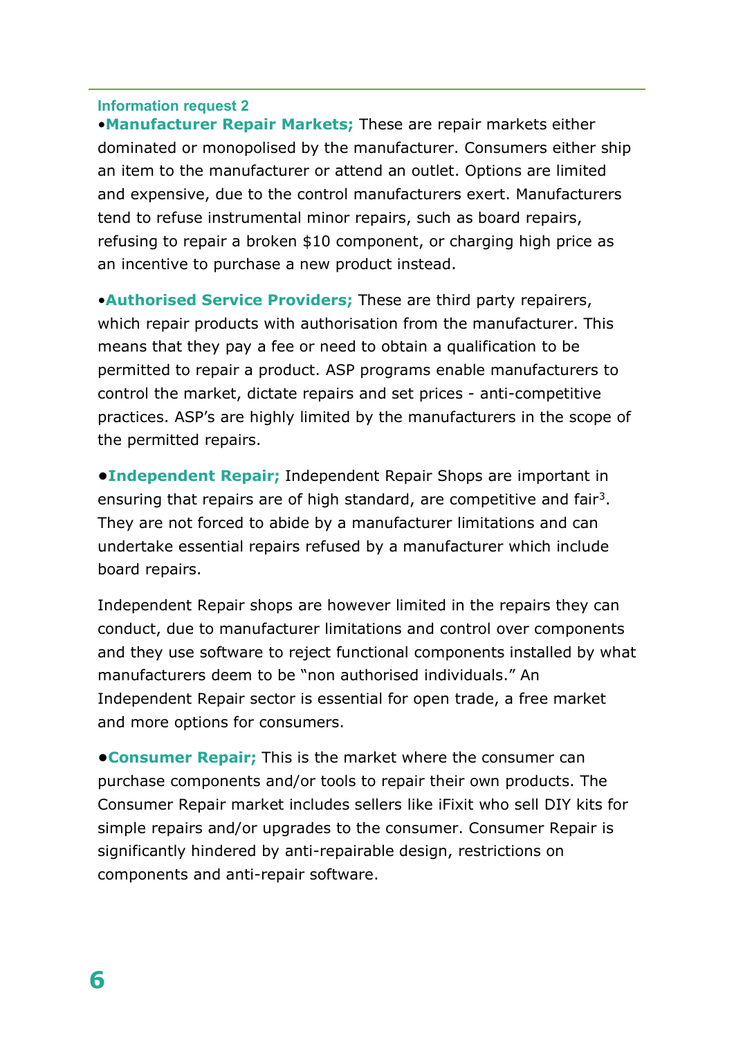#### Information request 2

•**Manufacturer Repair Markets;** These are repair markets either dominated or monopolised by the manufacturer. Consumers either ship an item to the manufacturer or attend an outlet. Options are limited and expensive, due to the control manufacturers exert. Manufacturers tend to refuse instrumental minor repairs, such as board repairs, refusing to repair a broken $10 component, or charging high price as an incentive to purchase a new product instead.

•**Authorised Service Providers;** These are third party repairers, which repair products with authorisation from the manufacturer. This means that they pay a fee or need to obtain a qualification to be permitted to repair a product. ASP programs enable manufacturers to control the market, dictate repairs and set prices - anti-competitive practices. ASP's are highly limited by the manufacturers in the scope of the permitted repairs.

●**Independent Repair;** Independent Repair Shops are important in ensuring that repairs are of high standard, are competitive and fair[3]. They are not forced to abide by a manufacturer limitations and can undertake essential repairs refused by a manufacturer which include board repairs.

Independent Repair shops are however limited in the repairs they can conduct, due to manufacturer limitations and control over components and they use software to reject functional components installed by what manufacturers deem to be "non authorised individuals." An Independent Repair sector is essential for open trade, a free market and more options for consumers.

●**Consumer Repair;** This is the market where the consumer can purchase components and/or tools to repair their own products. The Consumer Repair market includes sellers like iFixit who sell DIY kits for simple repairs and/or upgrades to the consumer. Consumer Repair is significantly hindered by anti-repairable design, restrictions on components and anti-repair software.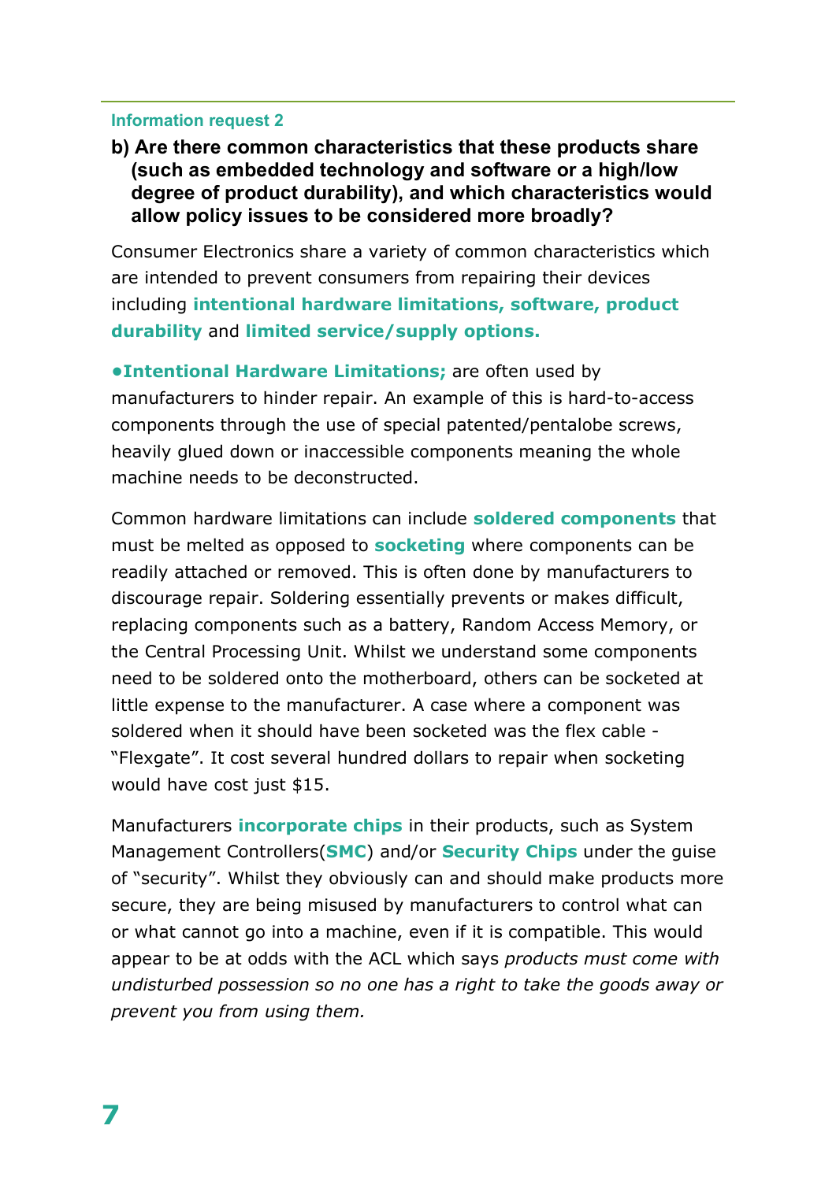**Information request 2**

**b) Are there common characteristics that these products share (such as embedded technology and software or a high/low degree of product durability), and which characteristics would allow policy issues to be considered more broadly?**

Consumer Electronics share a variety of common characteristics which are intended to prevent consumers from repairing their devices including **intentional hardware limitations, software, product durability** and **limited service/supply options.**

**•Intentional Hardware Limitations;** are often used by manufacturers to hinder repair. An example of this is hard-to-access components through the use of special patented/pentalobe screws, heavily glued down or inaccessible components meaning the whole machine needs to be deconstructed.

Common hardware limitations can include **soldered components** that must be melted as opposed to **socketing** where components can be readily attached or removed. This is often done by manufacturers to discourage repair. Soldering essentially prevents or makes difficult, replacing components such as a battery, Random Access Memory, or the Central Processing Unit. Whilst we understand some components need to be soldered onto the motherboard, others can be socketed at little expense to the manufacturer. A case where a component was soldered when it should have been socketed was the flex cable - "Flexgate". It cost several hundred dollars to repair when socketing would have cost just $15.

Manufacturers **incorporate chips** in their products, such as System Management Controllers(**SMC**) and/or **Security Chips** under the guise of "security". Whilst they obviously can and should make products more secure, they are being misused by manufacturers to control what can or what cannot go into a machine, even if it is compatible. This would appear to be at odds with the ACL which says *products must come with undisturbed possession so no one has a right to take the goods away or prevent you from using them.*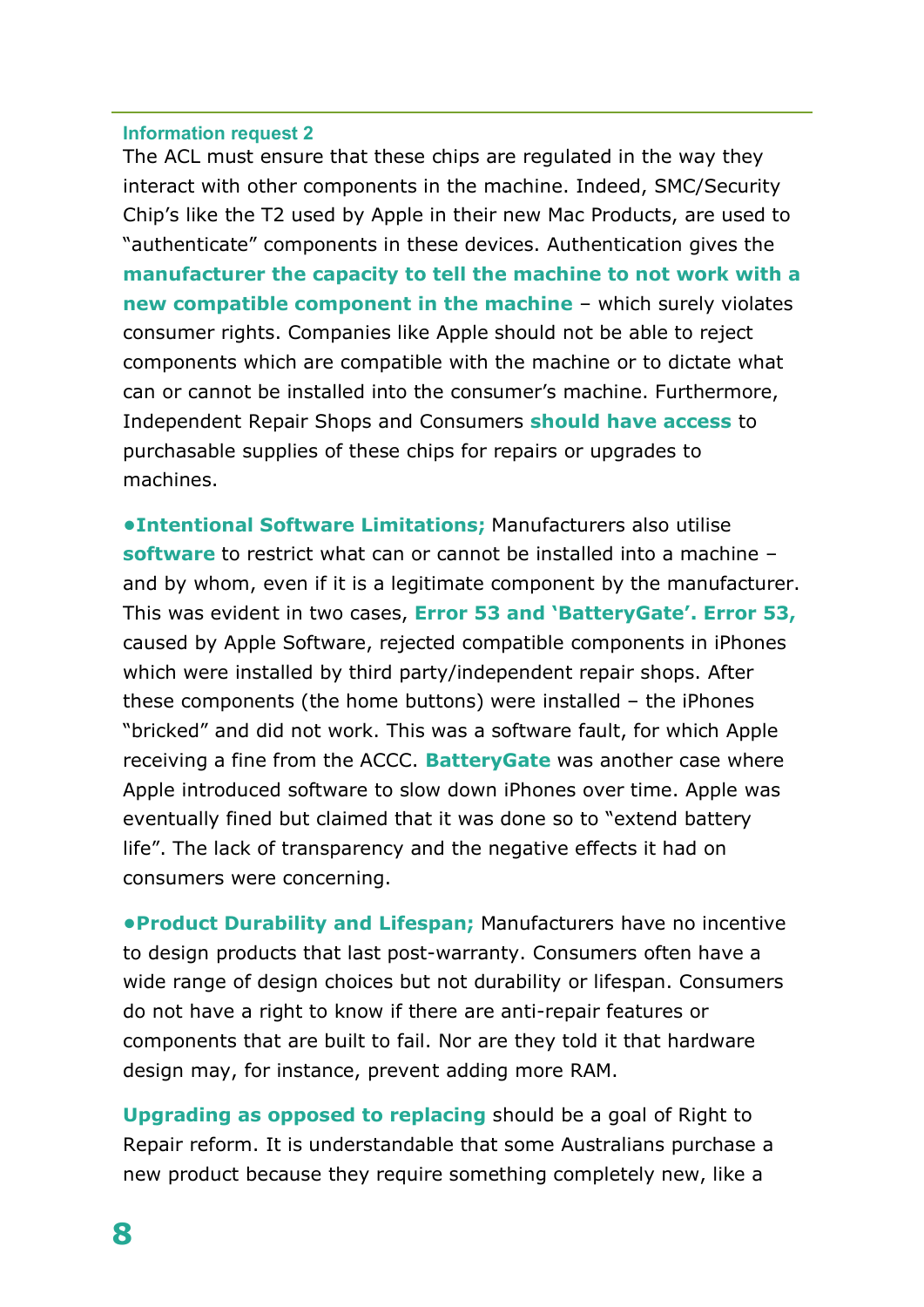#### Information request 2

The ACL must ensure that these chips are regulated in the way they interact with other components in the machine. Indeed, SMC/Security Chip's like the T2 used by Apple in their new Mac Products, are used to "authenticate" components in these devices. Authentication gives the **manufacturer the capacity to tell the machine to not work with a new compatible component in the machine** – which surely violates consumer rights. Companies like Apple should not be able to reject components which are compatible with the machine or to dictate what can or cannot be installed into the consumer's machine. Furthermore, Independent Repair Shops and Consumers **should have access** to purchasable supplies of these chips for repairs or upgrades to machines.

**•Intentional Software Limitations;** Manufacturers also utilise **software** to restrict what can or cannot be installed into a machine – and by whom, even if it is a legitimate component by the manufacturer. This was evident in two cases, **Error 53 and 'BatteryGate'. Error 53,** caused by Apple Software, rejected compatible components in iPhones which were installed by third party/independent repair shops. After these components (the home buttons) were installed – the iPhones "bricked" and did not work. This was a software fault, for which Apple receiving a fine from the ACCC. **BatteryGate** was another case where Apple introduced software to slow down iPhones over time. Apple was eventually fined but claimed that it was done so to "extend battery life". The lack of transparency and the negative effects it had on consumers were concerning.

**•Product Durability and Lifespan;** Manufacturers have no incentive to design products that last post-warranty. Consumers often have a wide range of design choices but not durability or lifespan. Consumers do not have a right to know if there are anti-repair features or components that are built to fail. Nor are they told it that hardware design may, for instance, prevent adding more RAM.

**Upgrading as opposed to replacing** should be a goal of Right to Repair reform. It is understandable that some Australians purchase a new product because they require something completely new, like a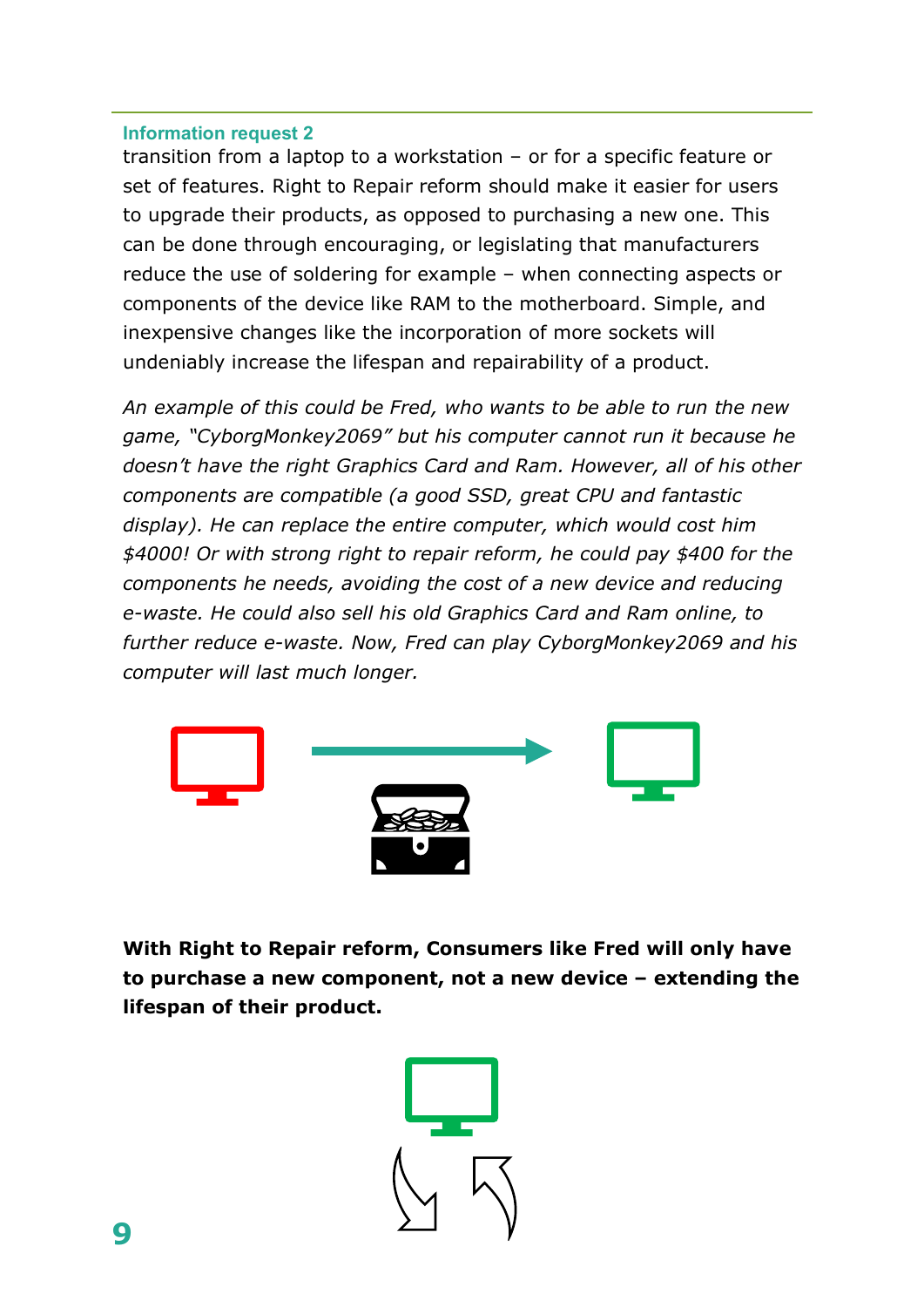transition from a laptop to a workstation – or for a specific feature or set of features. Right to Repair reform should make it easier for users to upgrade their products, as opposed to purchasing a new one. This can be done through encouraging, or legislating that manufacturers reduce the use of soldering for example – when connecting aspects or components of the device like RAM to the motherboard. Simple, and inexpensive changes like the incorporation of more sockets will undeniably increase the lifespan and repairability of a product.

*An example of this could be Fred, who wants to be able to run the new game, "CyborgMonkey2069" but his computer cannot run it because he doesn't have the right Graphics Card and Ram. However, all of his other components are compatible (a good SSD, great CPU and fantastic display). He can replace the entire computer, which would cost him $4000! Or with strong right to repair reform, he could pay $400 for the components he needs, avoiding the cost of a new device and reducing e-waste. He could also sell his old Graphics Card and Ram online, to further reduce e-waste. Now, Fred can play CyborgMonkey2069 and his computer will last much longer.*

**With Right to Repair reform, Consumers like Fred will only have to purchase a new component, not a new device – extending the lifespan of their product.**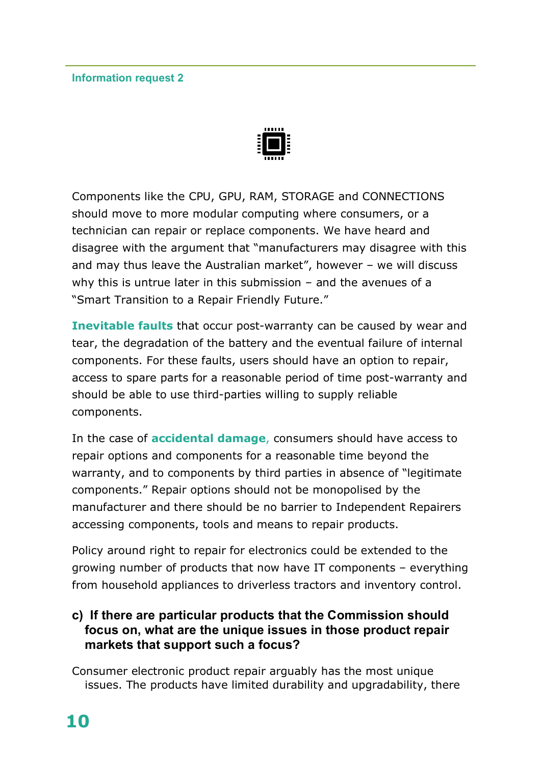Components like the CPU, GPU, RAM, STORAGE and CONNECTIONS should move to more modular computing where consumers, or a technician can repair or replace components. We have heard and disagree with the argument that "manufacturers may disagree with this and may thus leave the Australian market", however – we will discuss why this is untrue later in this submission – and the avenues of a "Smart Transition to a Repair Friendly Future."

**Inevitable faults** that occur post-warranty can be caused by wear and tear, the degradation of the battery and the eventual failure of internal components. For these faults, users should have an option to repair, access to spare parts for a reasonable period of time post-warranty and should be able to use third-parties willing to supply reliable components.

In the case of **accidental damage**, consumers should have access to repair options and components for a reasonable time beyond the warranty, and to components by third parties in absence of "legitimate components." Repair options should not be monopolised by the manufacturer and there should be no barrier to Independent Repairers accessing components, tools and means to repair products.

Policy around right to repair for electronics could be extended to the growing number of products that now have IT components – everything from household appliances to driverless tractors and inventory control.

### c) If there are particular products that the Commission should focus on, what are the unique issues in those product repair markets that support such a focus?

Consumer electronic product repair arguably has the most unique issues. The products have limited durability and upgradability, there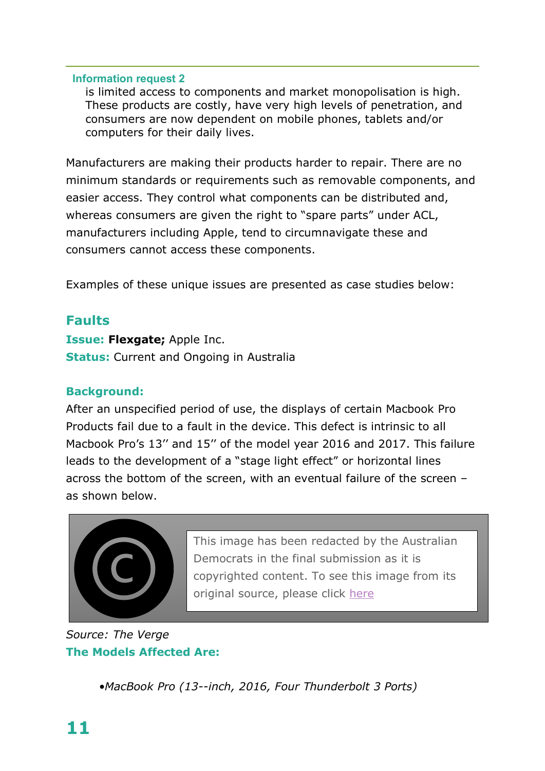Information request 2

is limited access to components and market monopolisation is high. These products are costly, have very high levels of penetration, and consumers are now dependent on mobile phones, tablets and/or computers for their daily lives.

Manufacturers are making their products harder to repair. There are no minimum standards or requirements such as removable components, and easier access. They control what components can be distributed and, whereas consumers are given the right to "spare parts" under ACL, manufacturers including Apple, tend to circumnavigate these and consumers cannot access these components.

Examples of these unique issues are presented as case studies below:

## Faults

**Issue:** **Flexgate;** Apple Inc.
**Status:** Current and Ongoing in Australia

**Background:**

After an unspecified period of use, the displays of certain Macbook Pro Products fail due to a fault in the device. This defect is intrinsic to all Macbook Pro's 13'' and 15'' of the model year 2016 and 2017. This failure leads to the development of a "stage light effect" or horizontal lines across the bottom of the screen, with an eventual failure of the screen – as shown below.

This image has been redacted by the Australian Democrats in the final submission as it is copyrighted content. To see this image from its original source, please click here

*Source: The Verge*

**The Models Affected Are:**

- *MacBook Pro (13--inch, 2016, Four Thunderbolt 3 Ports)*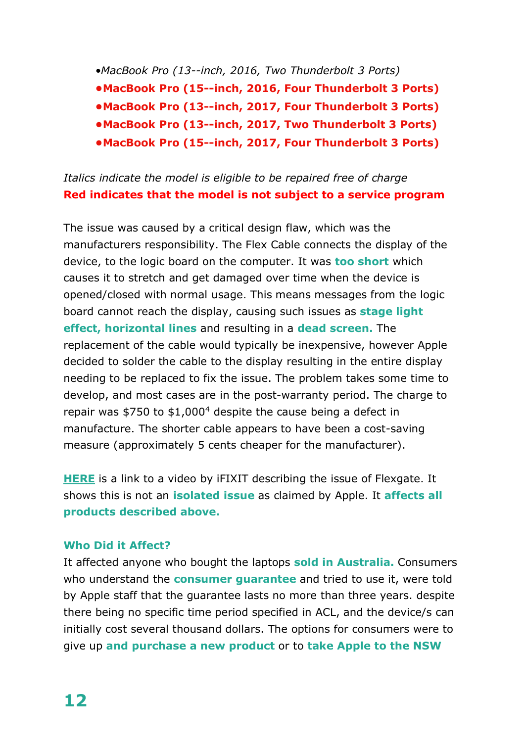- *MacBook Pro (13--inch, 2016, Two Thunderbolt 3 Ports)*
- **MacBook Pro (15--inch, 2016, Four Thunderbolt 3 Ports)**
- **MacBook Pro (13--inch, 2017, Four Thunderbolt 3 Ports)**
- **MacBook Pro (13--inch, 2017, Two Thunderbolt 3 Ports)**
- **MacBook Pro (15--inch, 2017, Four Thunderbolt 3 Ports)**

*Italics indicate the model is eligible to be repaired free of charge*
**Red indicates that the model is not subject to a service program**

The issue was caused by a critical design flaw, which was the manufacturers responsibility. The Flex Cable connects the display of the device, to the logic board on the computer. It was **too short** which causes it to stretch and get damaged over time when the device is opened/closed with normal usage. This means messages from the logic board cannot reach the display, causing such issues as **stage light effect, horizontal lines** and resulting in a **dead screen.** The replacement of the cable would typically be inexpensive, however Apple decided to solder the cable to the display resulting in the entire display needing to be replaced to fix the issue. The problem takes some time to develop, and most cases are in the post-warranty period. The charge to repair was $750 to $1,000[4] despite the cause being a defect in manufacture. The shorter cable appears to have been a cost-saving measure (approximately 5 cents cheaper for the manufacturer).

**HERE** is a link to a video by iFIXIT describing the issue of Flexgate. It shows this is not an **isolated issue** as claimed by Apple. It **affects all products described above.**

### Who Did it Affect?

It affected anyone who bought the laptops **sold in Australia.** Consumers who understand the **consumer guarantee** and tried to use it, were told by Apple staff that the guarantee lasts no more than three years. despite there being no specific time period specified in ACL, and the device/s can initially cost several thousand dollars. The options for consumers were to give up **and purchase a new product** or to **take Apple to the NSW**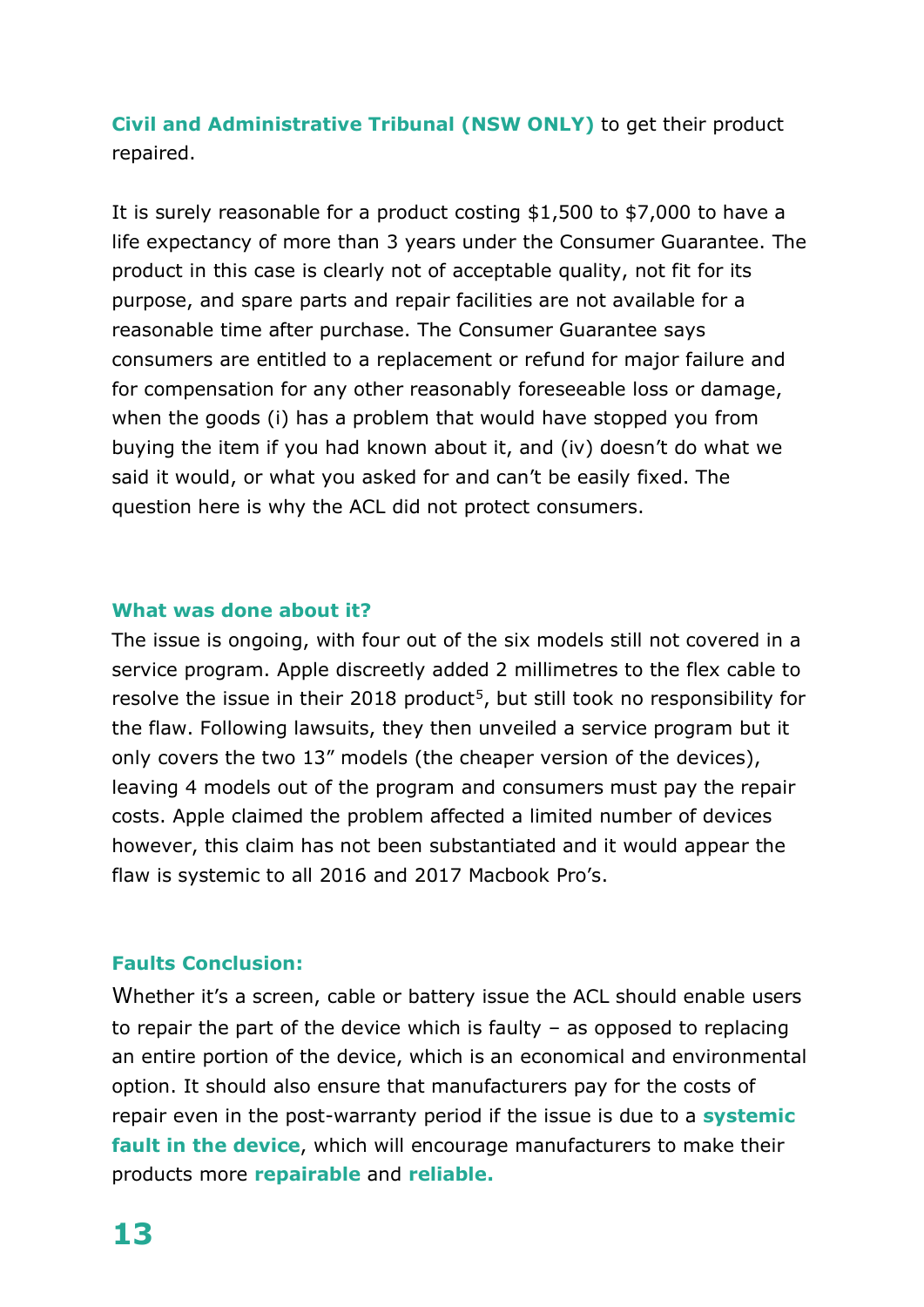**Civil and Administrative Tribunal (NSW ONLY)** to get their product repaired.

It is surely reasonable for a product costing $1,500 to $7,000 to have a life expectancy of more than 3 years under the Consumer Guarantee. The product in this case is clearly not of acceptable quality, not fit for its purpose, and spare parts and repair facilities are not available for a reasonable time after purchase. The Consumer Guarantee says consumers are entitled to a replacement or refund for major failure and for compensation for any other reasonably foreseeable loss or damage, when the goods (i) has a problem that would have stopped you from buying the item if you had known about it, and (iv) doesn't do what we said it would, or what you asked for and can't be easily fixed. The question here is why the ACL did not protect consumers.

### What was done about it?

The issue is ongoing, with four out of the six models still not covered in a service program. Apple discreetly added 2 millimetres to the flex cable to resolve the issue in their 2018 product[5], but still took no responsibility for the flaw. Following lawsuits, they then unveiled a service program but it only covers the two 13" models (the cheaper version of the devices), leaving 4 models out of the program and consumers must pay the repair costs. Apple claimed the problem affected a limited number of devices however, this claim has not been substantiated and it would appear the flaw is systemic to all 2016 and 2017 Macbook Pro's.

### Faults Conclusion:

Whether it's a screen, cable or battery issue the ACL should enable users to repair the part of the device which is faulty – as opposed to replacing an entire portion of the device, which is an economical and environmental option. It should also ensure that manufacturers pay for the costs of repair even in the post-warranty period if the issue is due to a **systemic fault in the device**, which will encourage manufacturers to make their products more **repairable** and **reliable.**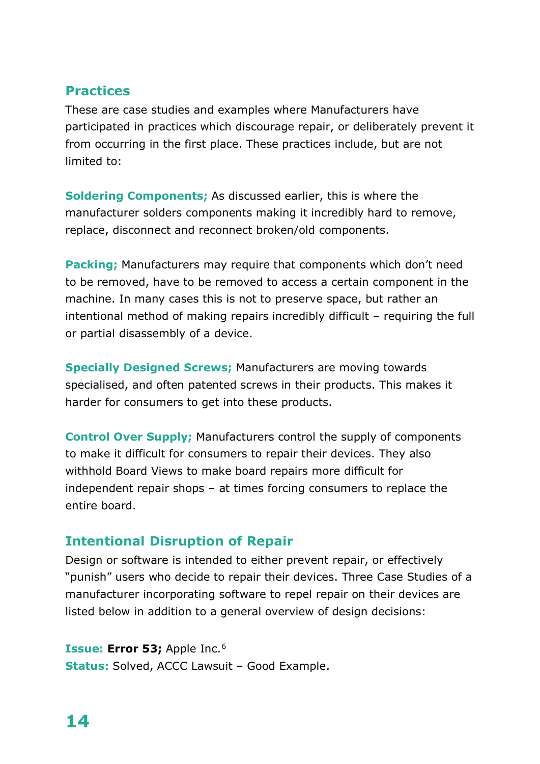## Practices

These are case studies and examples where Manufacturers have participated in practices which discourage repair, or deliberately prevent it from occurring in the first place. These practices include, but are not limited to:

**Soldering Components;** As discussed earlier, this is where the manufacturer solders components making it incredibly hard to remove, replace, disconnect and reconnect broken/old components.

**Packing;** Manufacturers may require that components which don't need to be removed, have to be removed to access a certain component in the machine. In many cases this is not to preserve space, but rather an intentional method of making repairs incredibly difficult – requiring the full or partial disassembly of a device.

**Specially Designed Screws;** Manufacturers are moving towards specialised, and often patented screws in their products. This makes it harder for consumers to get into these products.

**Control Over Supply;** Manufacturers control the supply of components to make it difficult for consumers to repair their devices. They also withhold Board Views to make board repairs more difficult for independent repair shops – at times forcing consumers to replace the entire board.

## Intentional Disruption of Repair

Design or software is intended to either prevent repair, or effectively "punish" users who decide to repair their devices. Three Case Studies of a manufacturer incorporating software to repel repair on their devices are listed below in addition to a general overview of design decisions:

**Issue:** **Error 53;** Apple Inc.[6]
**Status:** Solved, ACCC Lawsuit – Good Example.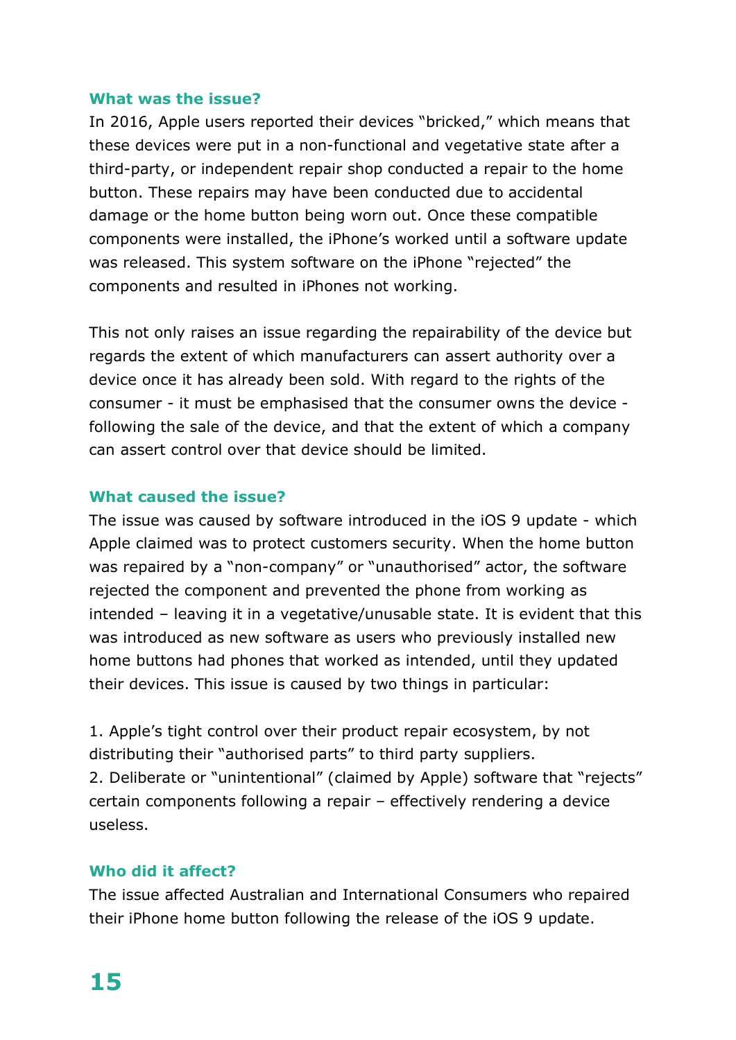### What was the issue?

In 2016, Apple users reported their devices "bricked," which means that these devices were put in a non-functional and vegetative state after a third-party, or independent repair shop conducted a repair to the home button. These repairs may have been conducted due to accidental damage or the home button being worn out. Once these compatible components were installed, the iPhone's worked until a software update was released. This system software on the iPhone "rejected" the components and resulted in iPhones not working.

This not only raises an issue regarding the repairability of the device but regards the extent of which manufacturers can assert authority over a device once it has already been sold. With regard to the rights of the consumer - it must be emphasised that the consumer owns the device - following the sale of the device, and that the extent of which a company can assert control over that device should be limited.

### What caused the issue?

The issue was caused by software introduced in the iOS 9 update - which Apple claimed was to protect customers security. When the home button was repaired by a "non-company" or "unauthorised" actor, the software rejected the component and prevented the phone from working as intended – leaving it in a vegetative/unusable state. It is evident that this was introduced as new software as users who previously installed new home buttons had phones that worked as intended, until they updated their devices. This issue is caused by two things in particular:

1. Apple's tight control over their product repair ecosystem, by not distributing their "authorised parts" to third party suppliers.
2. Deliberate or "unintentional" (claimed by Apple) software that "rejects" certain components following a repair – effectively rendering a device useless.

### Who did it affect?

The issue affected Australian and International Consumers who repaired their iPhone home button following the release of the iOS 9 update.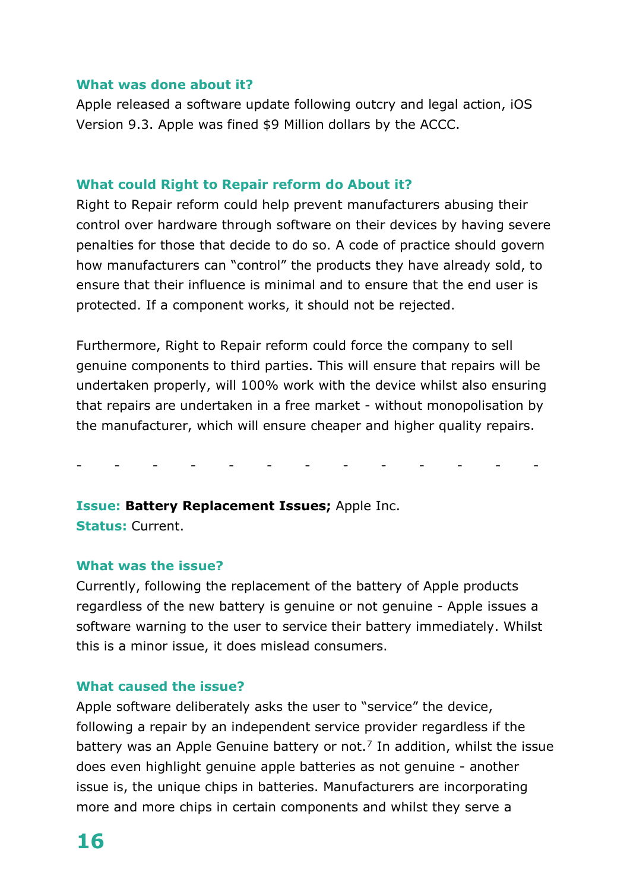**What was done about it?**

Apple released a software update following outcry and legal action, iOS Version 9.3. Apple was fined $9 Million dollars by the ACCC.

**What could Right to Repair reform do About it?**

Right to Repair reform could help prevent manufacturers abusing their control over hardware through software on their devices by having severe penalties for those that decide to do so. A code of practice should govern how manufacturers can "control" the products they have already sold, to ensure that their influence is minimal and to ensure that the end user is protected. If a component works, it should not be rejected.

Furthermore, Right to Repair reform could force the company to sell genuine components to third parties. This will ensure that repairs will be undertaken properly, will 100% work with the device whilst also ensuring that repairs are undertaken in a free market - without monopolisation by the manufacturer, which will ensure cheaper and higher quality repairs.

- - - - - - - - - - - - -

**Issue: Battery Replacement Issues;** Apple Inc.
**Status:** Current.

**What was the issue?**

Currently, following the replacement of the battery of Apple products regardless of the new battery is genuine or not genuine - Apple issues a software warning to the user to service their battery immediately. Whilst this is a minor issue, it does mislead consumers.

**What caused the issue?**

Apple software deliberately asks the user to "service" the device, following a repair by an independent service provider regardless if the battery was an Apple Genuine battery or not.[7] In addition, whilst the issue does even highlight genuine apple batteries as not genuine - another issue is, the unique chips in batteries. Manufacturers are incorporating more and more chips in certain components and whilst they serve a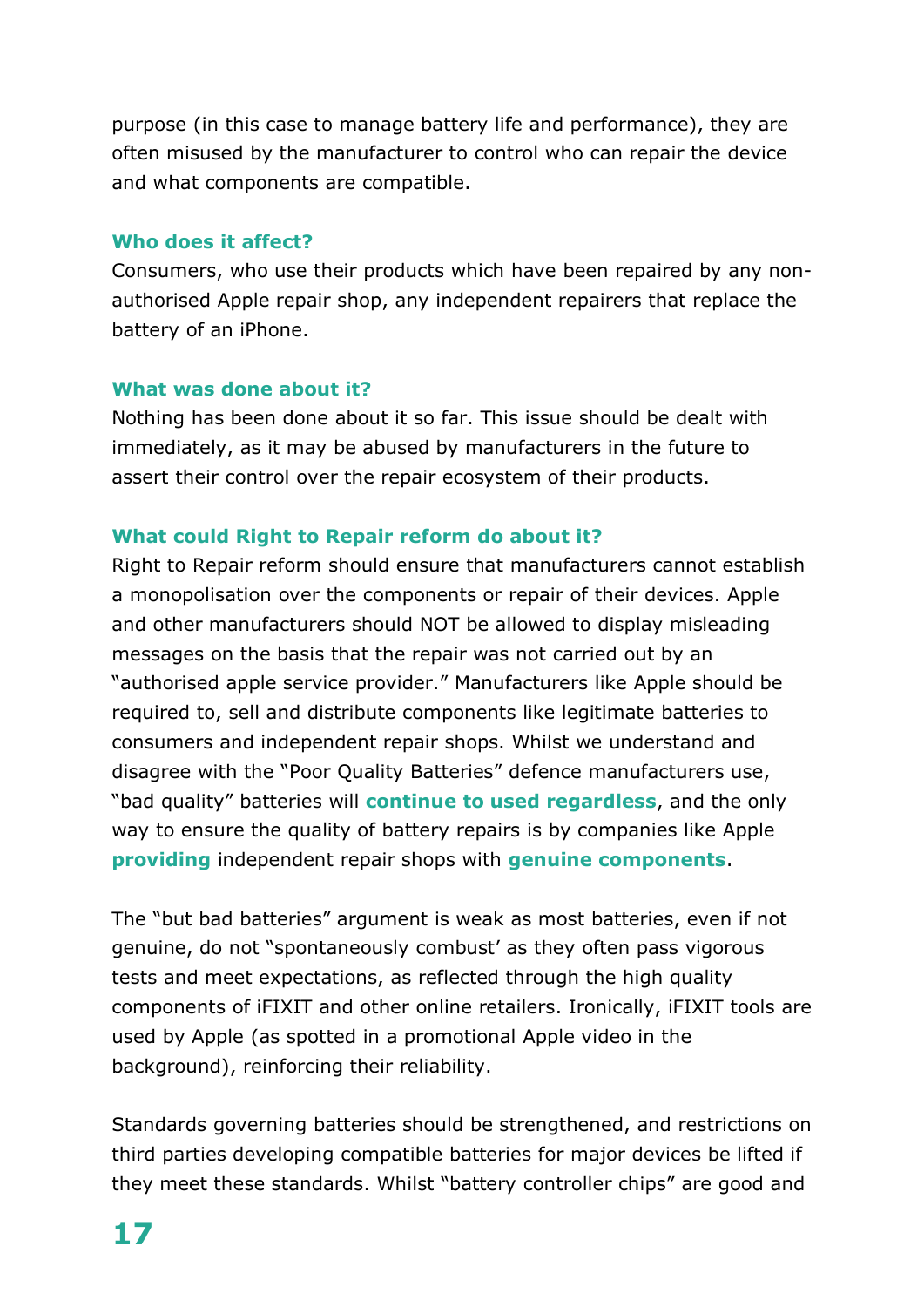purpose (in this case to manage battery life and performance), they are often misused by the manufacturer to control who can repair the device and what components are compatible.

### Who does it affect?

Consumers, who use their products which have been repaired by any non-authorised Apple repair shop, any independent repairers that replace the battery of an iPhone.

### What was done about it?

Nothing has been done about it so far. This issue should be dealt with immediately, as it may be abused by manufacturers in the future to assert their control over the repair ecosystem of their products.

### What could Right to Repair reform do about it?

Right to Repair reform should ensure that manufacturers cannot establish a monopolisation over the components or repair of their devices. Apple and other manufacturers should NOT be allowed to display misleading messages on the basis that the repair was not carried out by an "authorised apple service provider." Manufacturers like Apple should be required to, sell and distribute components like legitimate batteries to consumers and independent repair shops. Whilst we understand and disagree with the "Poor Quality Batteries" defence manufacturers use, "bad quality" batteries will **continue to used regardless**, and the only way to ensure the quality of battery repairs is by companies like Apple **providing** independent repair shops with **genuine components**.

The "but bad batteries" argument is weak as most batteries, even if not genuine, do not "spontaneously combust' as they often pass vigorous tests and meet expectations, as reflected through the high quality components of iFIXIT and other online retailers. Ironically, iFIXIT tools are used by Apple (as spotted in a promotional Apple video in the background), reinforcing their reliability.

Standards governing batteries should be strengthened, and restrictions on third parties developing compatible batteries for major devices be lifted if they meet these standards. Whilst "battery controller chips" are good and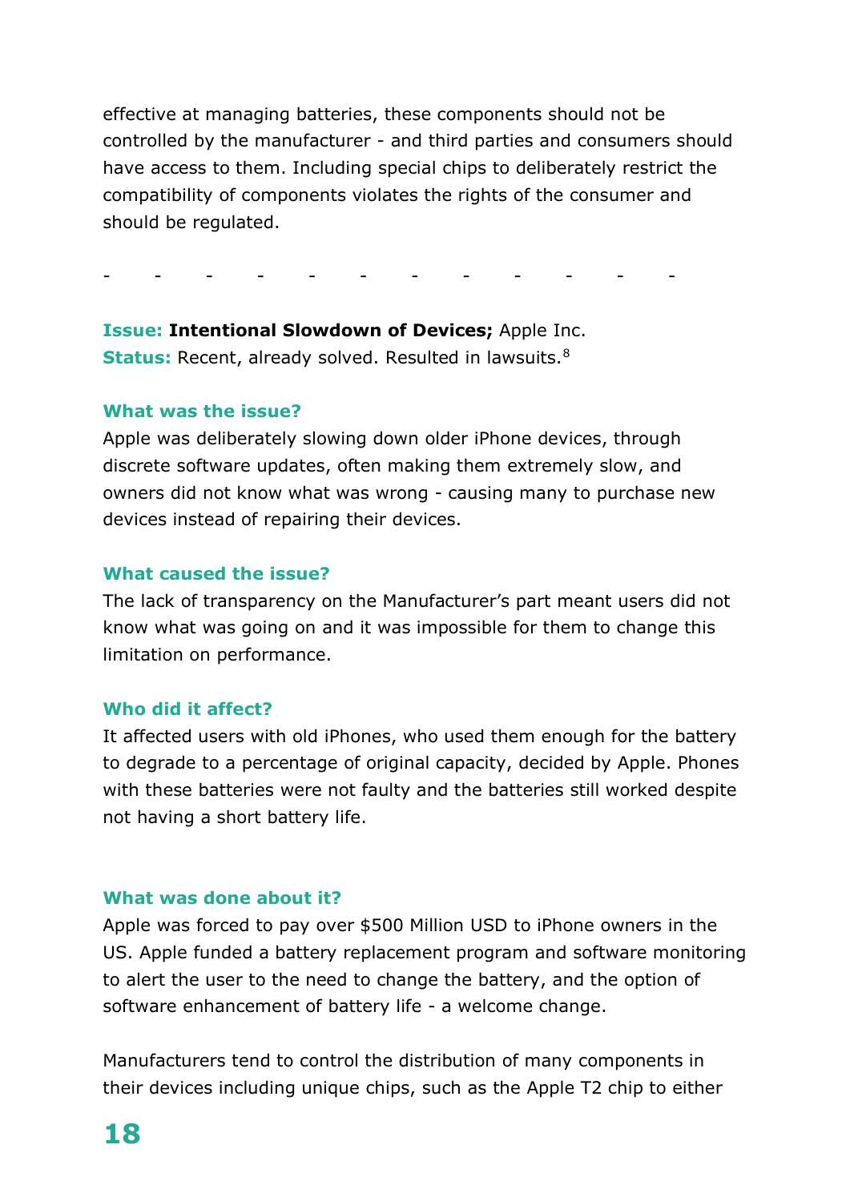effective at managing batteries, these components should not be controlled by the manufacturer - and third parties and consumers should have access to them. Including special chips to deliberately restrict the compatibility of components violates the rights of the consumer and should be regulated.

\- - - - - - - - - - - -

**Issue: Intentional Slowdown of Devices;** Apple Inc.
**Status:** Recent, already solved. Resulted in lawsuits.[8]

### What was the issue?

Apple was deliberately slowing down older iPhone devices, through discrete software updates, often making them extremely slow, and owners did not know what was wrong - causing many to purchase new devices instead of repairing their devices.

### What caused the issue?

The lack of transparency on the Manufacturer's part meant users did not know what was going on and it was impossible for them to change this limitation on performance.

### Who did it affect?

It affected users with old iPhones, who used them enough for the battery to degrade to a percentage of original capacity, decided by Apple. Phones with these batteries were not faulty and the batteries still worked despite not having a short battery life.

### What was done about it?

Apple was forced to pay over $500 Million USD to iPhone owners in the US. Apple funded a battery replacement program and software monitoring to alert the user to the need to change the battery, and the option of software enhancement of battery life - a welcome change.

Manufacturers tend to control the distribution of many components in their devices including unique chips, such as the Apple T2 chip to either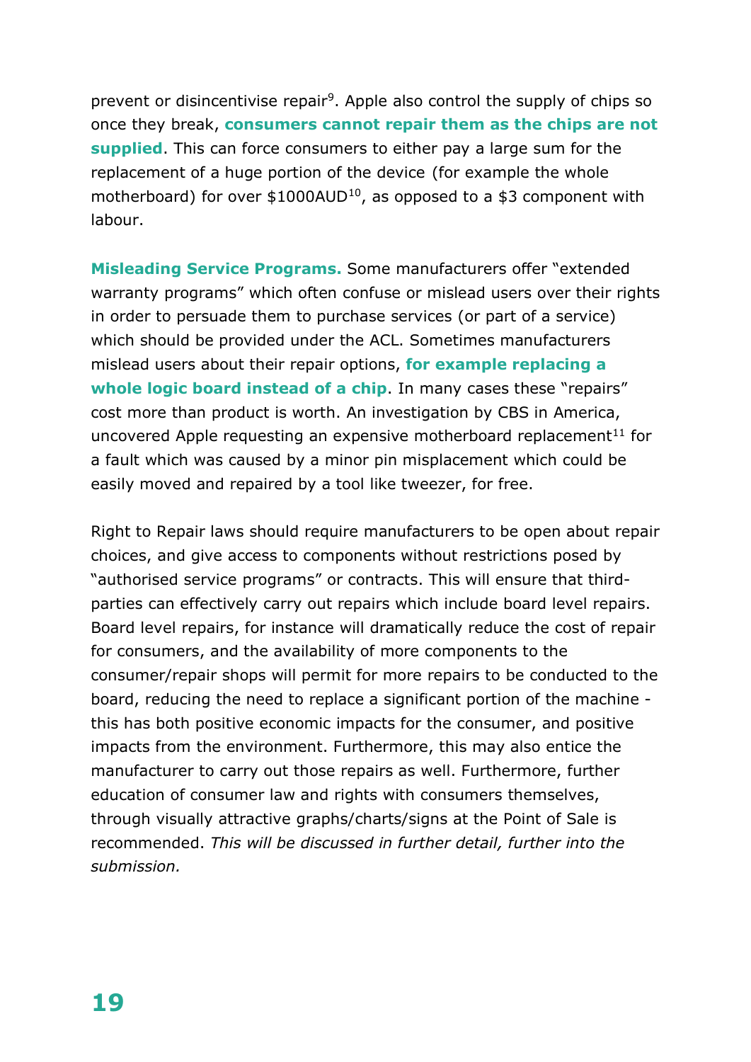prevent or disincentivise repair[9]. Apple also control the supply of chips so once they break, **consumers cannot repair them as the chips are not supplied**. This can force consumers to either pay a large sum for the replacement of a huge portion of the device (for example the whole motherboard) for over $1000AUD[10], as opposed to a $3 component with labour.

**Misleading Service Programs.** Some manufacturers offer "extended warranty programs" which often confuse or mislead users over their rights in order to persuade them to purchase services (or part of a service) which should be provided under the ACL. Sometimes manufacturers mislead users about their repair options, **for example replacing a whole logic board instead of a chip**. In many cases these "repairs" cost more than product is worth. An investigation by CBS in America, uncovered Apple requesting an expensive motherboard replacement[11] for a fault which was caused by a minor pin misplacement which could be easily moved and repaired by a tool like tweezer, for free.

Right to Repair laws should require manufacturers to be open about repair choices, and give access to components without restrictions posed by "authorised service programs" or contracts. This will ensure that third-parties can effectively carry out repairs which include board level repairs. Board level repairs, for instance will dramatically reduce the cost of repair for consumers, and the availability of more components to the consumer/repair shops will permit for more repairs to be conducted to the board, reducing the need to replace a significant portion of the machine - this has both positive economic impacts for the consumer, and positive impacts from the environment. Furthermore, this may also entice the manufacturer to carry out those repairs as well. Furthermore, further education of consumer law and rights with consumers themselves, through visually attractive graphs/charts/signs at the Point of Sale is recommended. *This will be discussed in further detail, further into the submission.*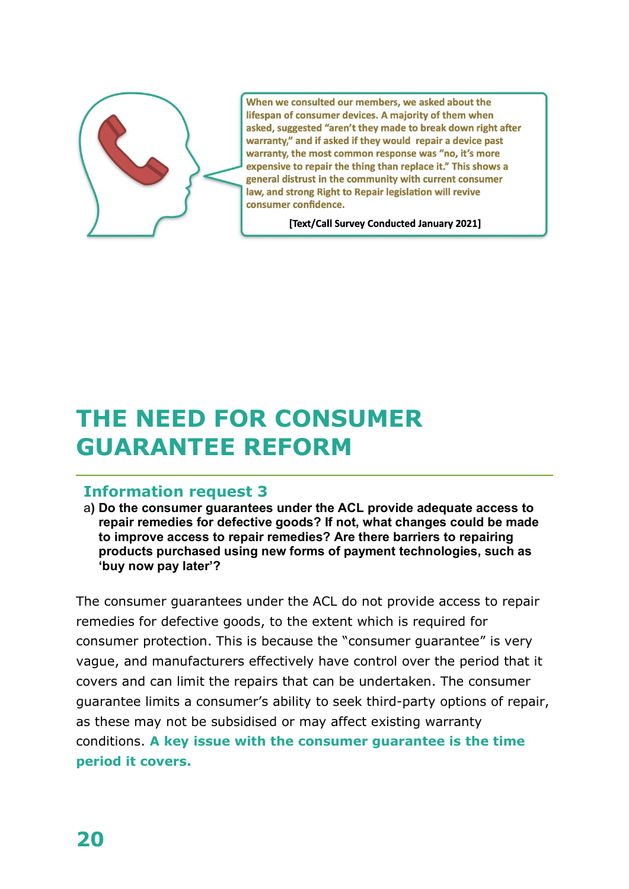When we consulted our members, we asked about the lifespan of consumer devices. A majority of them when asked, suggested "aren't they made to break down right after warranty," and if asked if they would repair a device past warranty, the most common response was "no, it's more expensive to repair the thing than replace it." This shows a general distrust in the community with current consumer law, and strong Right to Repair legislation will revive consumer confidence.

[Text/Call Survey Conducted January 2021]

# THE NEED FOR CONSUMER GUARANTEE REFORM

## Information request 3

a) **Do the consumer guarantees under the ACL provide adequate access to repair remedies for defective goods? If not, what changes could be made to improve access to repair remedies? Are there barriers to repairing products purchased using new forms of payment technologies, such as 'buy now pay later'?**

The consumer guarantees under the ACL do not provide access to repair remedies for defective goods, to the extent which is required for consumer protection. This is because the "consumer guarantee" is very vague, and manufacturers effectively have control over the period that it covers and can limit the repairs that can be undertaken. The consumer guarantee limits a consumer's ability to seek third-party options of repair, as these may not be subsidised or may affect existing warranty conditions. **A key issue with the consumer guarantee is the time period it covers.**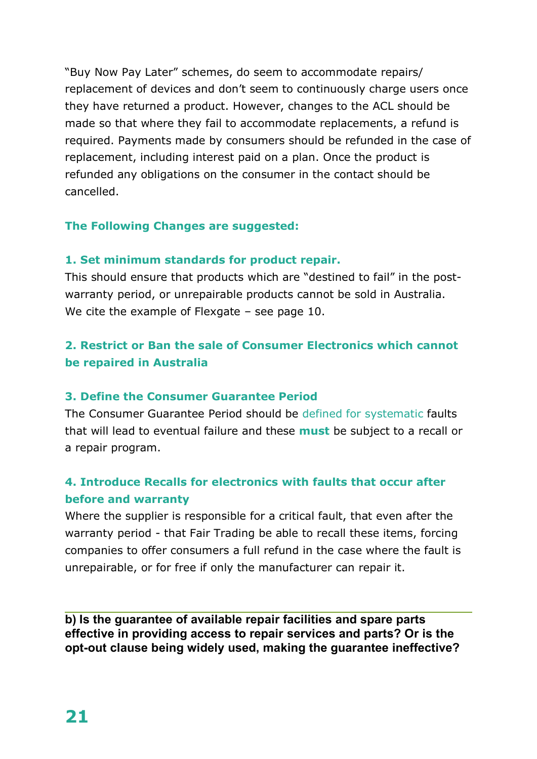"Buy Now Pay Later" schemes, do seem to accommodate repairs/ replacement of devices and don't seem to continuously charge users once they have returned a product. However, changes to the ACL should be made so that where they fail to accommodate replacements, a refund is required. Payments made by consumers should be refunded in the case of replacement, including interest paid on a plan. Once the product is refunded any obligations on the consumer in the contact should be cancelled.

**The Following Changes are suggested:**

### 1. Set minimum standards for product repair.

This should ensure that products which are "destined to fail" in the post-warranty period, or unrepairable products cannot be sold in Australia. We cite the example of Flexgate – see page 10.

### 2. Restrict or Ban the sale of Consumer Electronics which cannot be repaired in Australia

### 3. Define the Consumer Guarantee Period

The Consumer Guarantee Period should be defined for systematic faults that will lead to eventual failure and these **must** be subject to a recall or a repair program.

### 4. Introduce Recalls for electronics with faults that occur after before and warranty

Where the supplier is responsible for a critical fault, that even after the warranty period - that Fair Trading be able to recall these items, forcing companies to offer consumers a full refund in the case where the fault is unrepairable, or for free if only the manufacturer can repair it.

---

**b) Is the guarantee of available repair facilities and spare parts effective in providing access to repair services and parts? Or is the opt-out clause being widely used, making the guarantee ineffective?**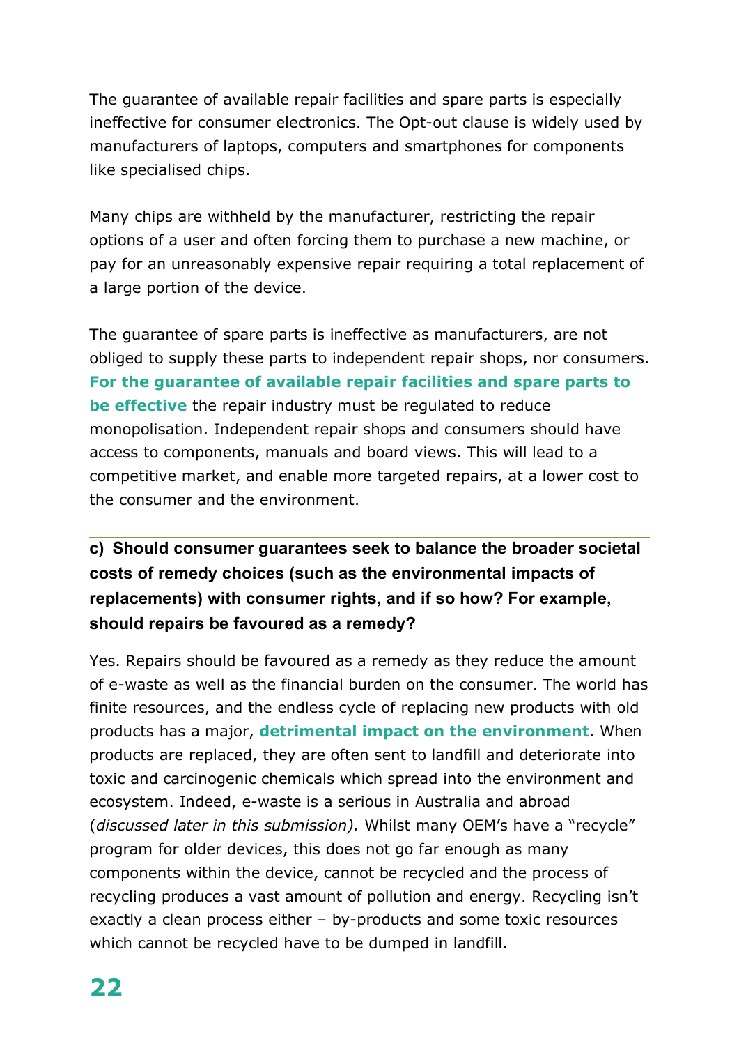The guarantee of available repair facilities and spare parts is especially ineffective for consumer electronics. The Opt-out clause is widely used by manufacturers of laptops, computers and smartphones for components like specialised chips.

Many chips are withheld by the manufacturer, restricting the repair options of a user and often forcing them to purchase a new machine, or pay for an unreasonably expensive repair requiring a total replacement of a large portion of the device.

The guarantee of spare parts is ineffective as manufacturers, are not obliged to supply these parts to independent repair shops, nor consumers. **For the guarantee of available repair facilities and spare parts to be effective** the repair industry must be regulated to reduce monopolisation. Independent repair shops and consumers should have access to components, manuals and board views. This will lead to a competitive market, and enable more targeted repairs, at a lower cost to the consumer and the environment.

---

**c) Should consumer guarantees seek to balance the broader societal costs of remedy choices (such as the environmental impacts of replacements) with consumer rights, and if so how? For example, should repairs be favoured as a remedy?**

Yes. Repairs should be favoured as a remedy as they reduce the amount of e-waste as well as the financial burden on the consumer. The world has finite resources, and the endless cycle of replacing new products with old products has a major, **detrimental impact on the environment**. When products are replaced, they are often sent to landfill and deteriorate into toxic and carcinogenic chemicals which spread into the environment and ecosystem. Indeed, e-waste is a serious in Australia and abroad (*discussed later in this submission).* Whilst many OEM's have a "recycle" program for older devices, this does not go far enough as many components within the device, cannot be recycled and the process of recycling produces a vast amount of pollution and energy. Recycling isn't exactly a clean process either – by-products and some toxic resources which cannot be recycled have to be dumped in landfill.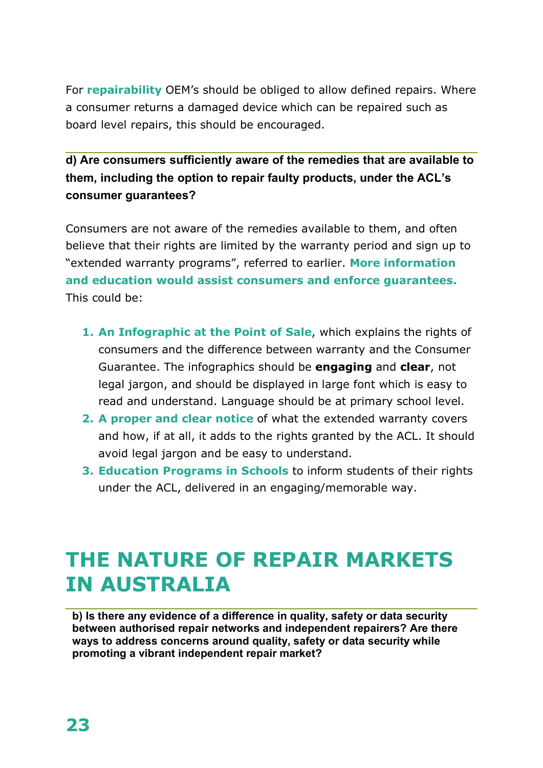For **repairability** OEM's should be obliged to allow defined repairs. Where a consumer returns a damaged device which can be repaired such as board level repairs, this should be encouraged.

### d) Are consumers sufficiently aware of the remedies that are available to them, including the option to repair faulty products, under the ACL's consumer guarantees?

Consumers are not aware of the remedies available to them, and often believe that their rights are limited by the warranty period and sign up to "extended warranty programs", referred to earlier. **More information and education would assist consumers and enforce guarantees.** This could be:

1. **An Infographic at the Point of Sale**, which explains the rights of consumers and the difference between warranty and the Consumer Guarantee. The infographics should be **engaging** and **clear**, not legal jargon, and should be displayed in large font which is easy to read and understand. Language should be at primary school level.
2. **A proper and clear notice** of what the extended warranty covers and how, if at all, it adds to the rights granted by the ACL. It should avoid legal jargon and be easy to understand.
3. **Education Programs in Schools** to inform students of their rights under the ACL, delivered in an engaging/memorable way.

# THE NATURE OF REPAIR MARKETS IN AUSTRALIA

### b) Is there any evidence of a difference in quality, safety or data security between authorised repair networks and independent repairers? Are there ways to address concerns around quality, safety or data security while promoting a vibrant independent repair market?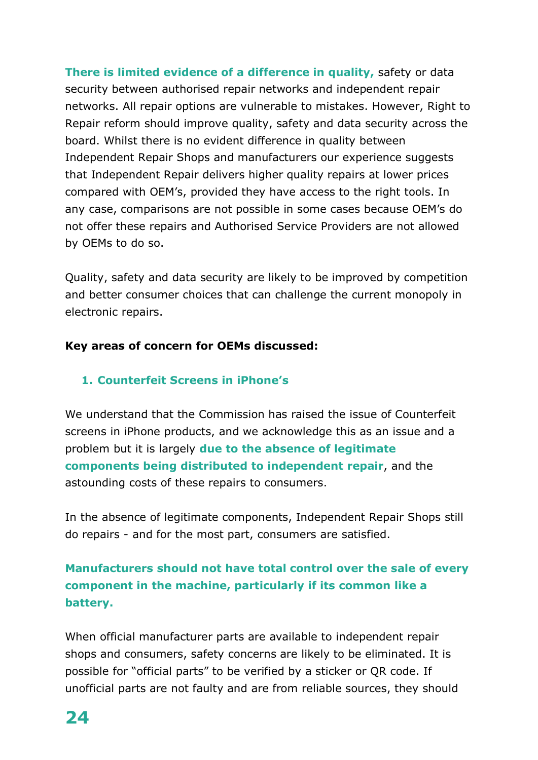**There is limited evidence of a difference in quality,** safety or data security between authorised repair networks and independent repair networks. All repair options are vulnerable to mistakes. However, Right to Repair reform should improve quality, safety and data security across the board. Whilst there is no evident difference in quality between Independent Repair Shops and manufacturers our experience suggests that Independent Repair delivers higher quality repairs at lower prices compared with OEM's, provided they have access to the right tools. In any case, comparisons are not possible in some cases because OEM's do not offer these repairs and Authorised Service Providers are not allowed by OEMs to do so.

Quality, safety and data security are likely to be improved by competition and better consumer choices that can challenge the current monopoly in electronic repairs.

**Key areas of concern for OEMs discussed:**

### 1. Counterfeit Screens in iPhone's

We understand that the Commission has raised the issue of Counterfeit screens in iPhone products, and we acknowledge this as an issue and a problem but it is largely **due to the absence of legitimate components being distributed to independent repair**, and the astounding costs of these repairs to consumers.

In the absence of legitimate components, Independent Repair Shops still do repairs - and for the most part, consumers are satisfied.

**Manufacturers should not have total control over the sale of every component in the machine, particularly if its common like a battery.**

When official manufacturer parts are available to independent repair shops and consumers, safety concerns are likely to be eliminated. It is possible for "official parts" to be verified by a sticker or QR code. If unofficial parts are not faulty and are from reliable sources, they should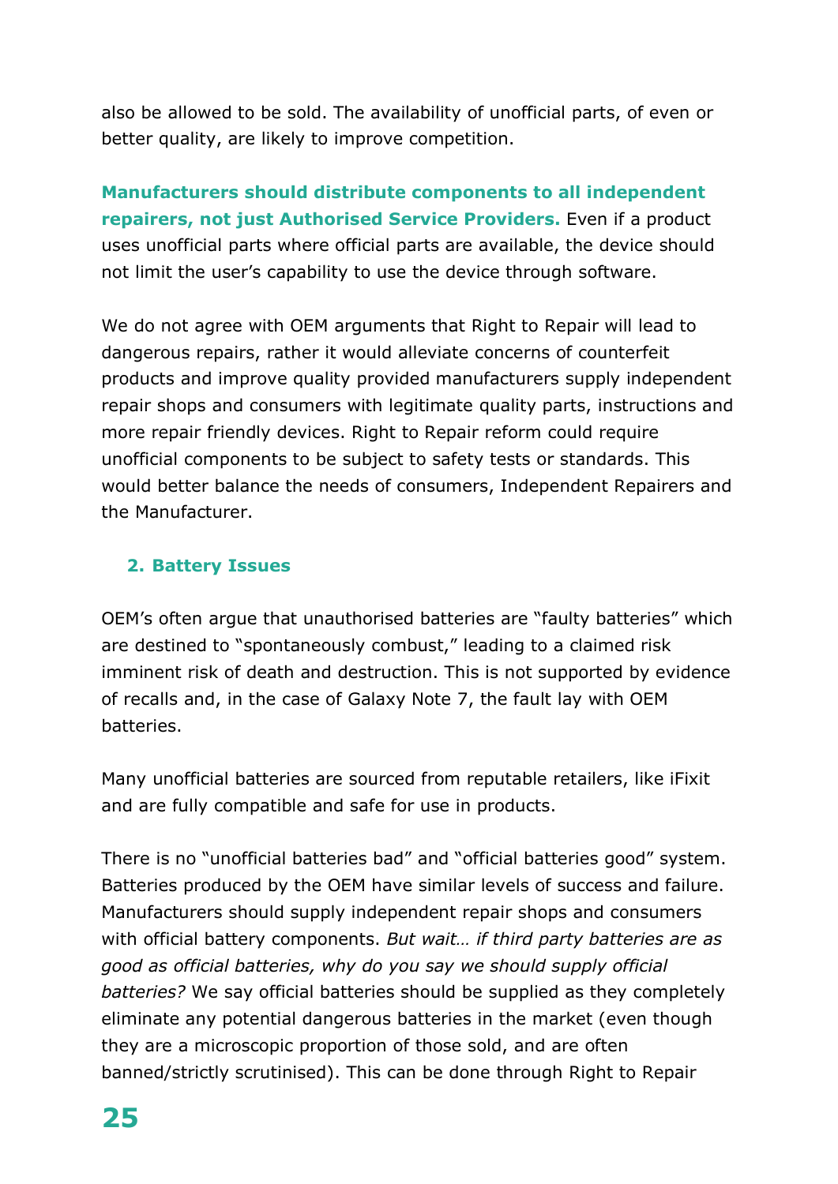also be allowed to be sold. The availability of unofficial parts, of even or better quality, are likely to improve competition.

**Manufacturers should distribute components to all independent repairers, not just Authorised Service Providers.** Even if a product uses unofficial parts where official parts are available, the device should not limit the user's capability to use the device through software.

We do not agree with OEM arguments that Right to Repair will lead to dangerous repairs, rather it would alleviate concerns of counterfeit products and improve quality provided manufacturers supply independent repair shops and consumers with legitimate quality parts, instructions and more repair friendly devices. Right to Repair reform could require unofficial components to be subject to safety tests or standards. This would better balance the needs of consumers, Independent Repairers and the Manufacturer.

### 2. Battery Issues

OEM's often argue that unauthorised batteries are "faulty batteries" which are destined to "spontaneously combust," leading to a claimed risk imminent risk of death and destruction. This is not supported by evidence of recalls and, in the case of Galaxy Note 7, the fault lay with OEM batteries.

Many unofficial batteries are sourced from reputable retailers, like iFixit and are fully compatible and safe for use in products.

There is no "unofficial batteries bad" and "official batteries good" system. Batteries produced by the OEM have similar levels of success and failure. Manufacturers should supply independent repair shops and consumers with official battery components. *But wait… if third party batteries are as good as official batteries, why do you say we should supply official batteries?* We say official batteries should be supplied as they completely eliminate any potential dangerous batteries in the market (even though they are a microscopic proportion of those sold, and are often banned/strictly scrutinised). This can be done through Right to Repair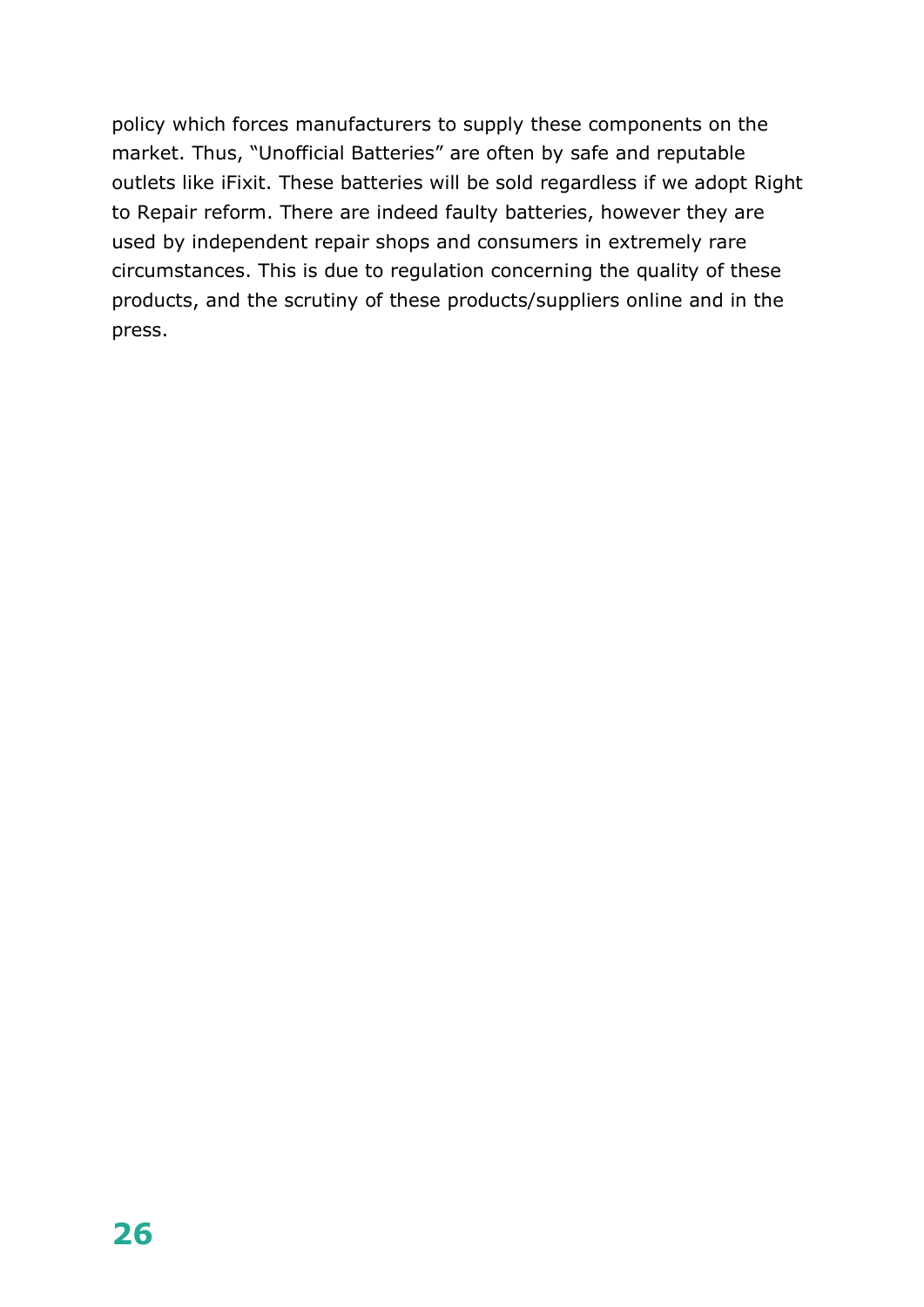policy which forces manufacturers to supply these components on the market. Thus, "Unofficial Batteries" are often by safe and reputable outlets like iFixit. These batteries will be sold regardless if we adopt Right to Repair reform. There are indeed faulty batteries, however they are used by independent repair shops and consumers in extremely rare circumstances. This is due to regulation concerning the quality of these products, and the scrutiny of these products/suppliers online and in the press.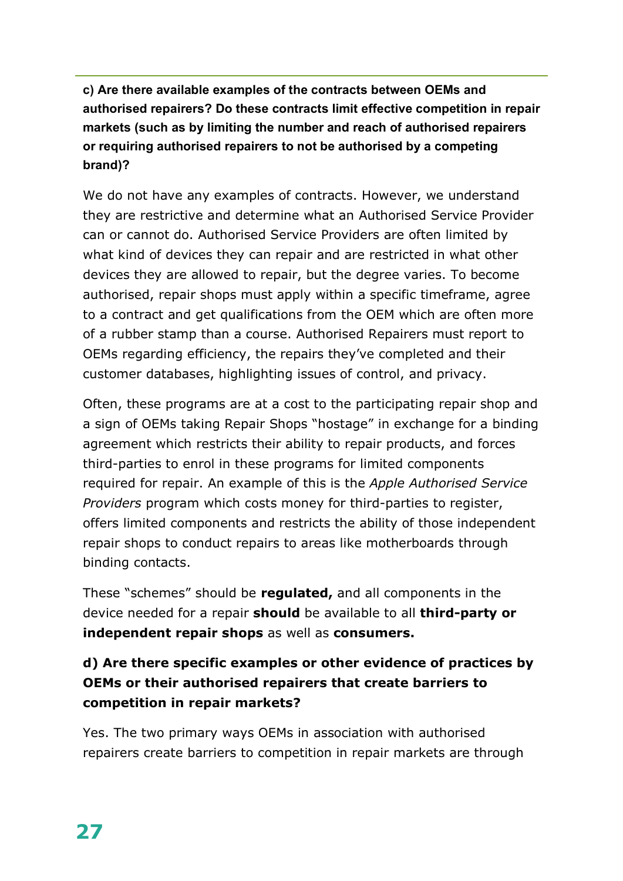**c) Are there available examples of the contracts between OEMs and authorised repairers? Do these contracts limit effective competition in repair markets (such as by limiting the number and reach of authorised repairers or requiring authorised repairers to not be authorised by a competing brand)?**

We do not have any examples of contracts. However, we understand they are restrictive and determine what an Authorised Service Provider can or cannot do. Authorised Service Providers are often limited by what kind of devices they can repair and are restricted in what other devices they are allowed to repair, but the degree varies. To become authorised, repair shops must apply within a specific timeframe, agree to a contract and get qualifications from the OEM which are often more of a rubber stamp than a course. Authorised Repairers must report to OEMs regarding efficiency, the repairs they've completed and their customer databases, highlighting issues of control, and privacy.

Often, these programs are at a cost to the participating repair shop and a sign of OEMs taking Repair Shops "hostage" in exchange for a binding agreement which restricts their ability to repair products, and forces third-parties to enrol in these programs for limited components required for repair. An example of this is the *Apple Authorised Service Providers* program which costs money for third-parties to register, offers limited components and restricts the ability of those independent repair shops to conduct repairs to areas like motherboards through binding contacts.

These "schemes" should be **regulated,** and all components in the device needed for a repair **should** be available to all **third-party or independent repair shops** as well as **consumers.**

**d) Are there specific examples or other evidence of practices by OEMs or their authorised repairers that create barriers to competition in repair markets?**

Yes. The two primary ways OEMs in association with authorised repairers create barriers to competition in repair markets are through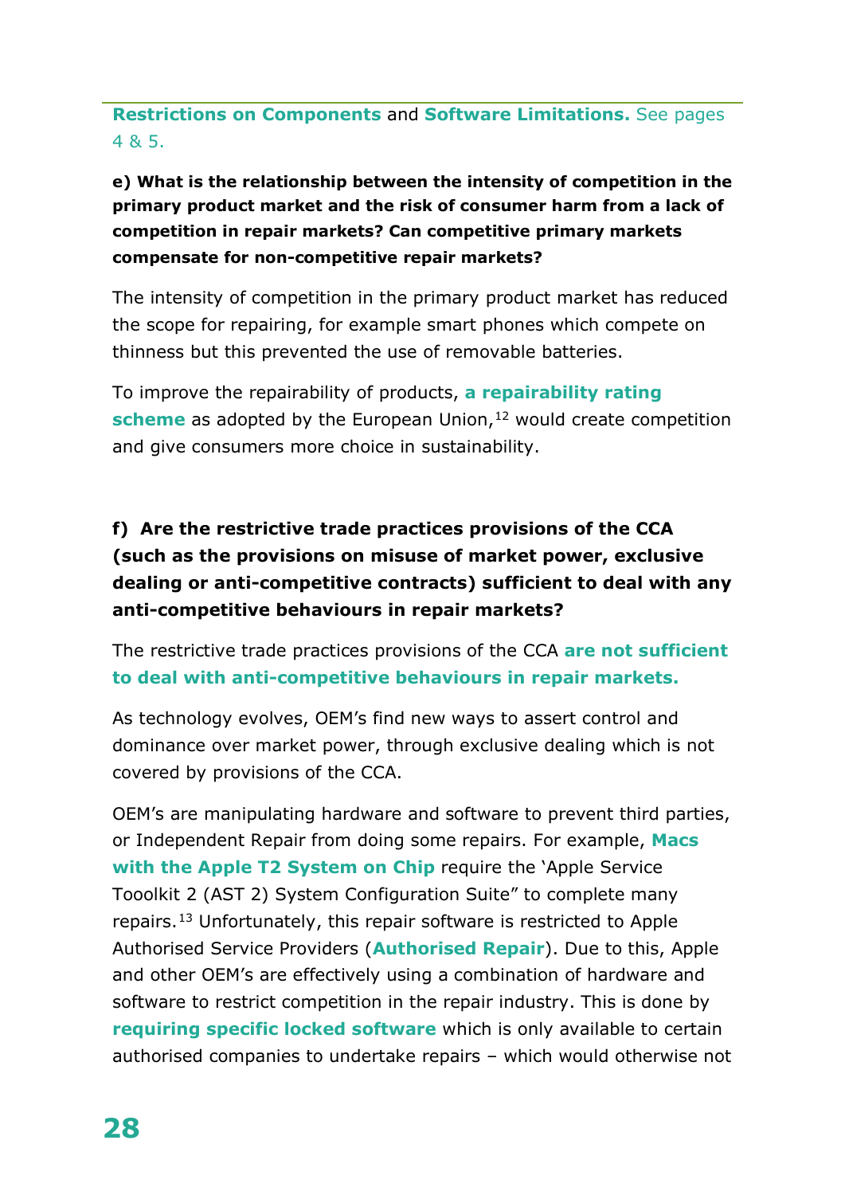**Restrictions on Components** and **Software Limitations.** See pages 4 & 5.

**e) What is the relationship between the intensity of competition in the primary product market and the risk of consumer harm from a lack of competition in repair markets? Can competitive primary markets compensate for non-competitive repair markets?**

The intensity of competition in the primary product market has reduced the scope for repairing, for example smart phones which compete on thinness but this prevented the use of removable batteries.

To improve the repairability of products, **a repairability rating scheme** as adopted by the European Union,[12] would create competition and give consumers more choice in sustainability.

**f) Are the restrictive trade practices provisions of the CCA (such as the provisions on misuse of market power, exclusive dealing or anti-competitive contracts) sufficient to deal with any anti-competitive behaviours in repair markets?**

The restrictive trade practices provisions of the CCA **are not sufficient to deal with anti-competitive behaviours in repair markets.**

As technology evolves, OEM's find new ways to assert control and dominance over market power, through exclusive dealing which is not covered by provisions of the CCA.

OEM's are manipulating hardware and software to prevent third parties, or Independent Repair from doing some repairs. For example, **Macs with the Apple T2 System on Chip** require the 'Apple Service Tooolkit 2 (AST 2) System Configuration Suite" to complete many repairs.[13] Unfortunately, this repair software is restricted to Apple Authorised Service Providers (**Authorised Repair**). Due to this, Apple and other OEM's are effectively using a combination of hardware and software to restrict competition in the repair industry. This is done by **requiring specific locked software** which is only available to certain authorised companies to undertake repairs – which would otherwise not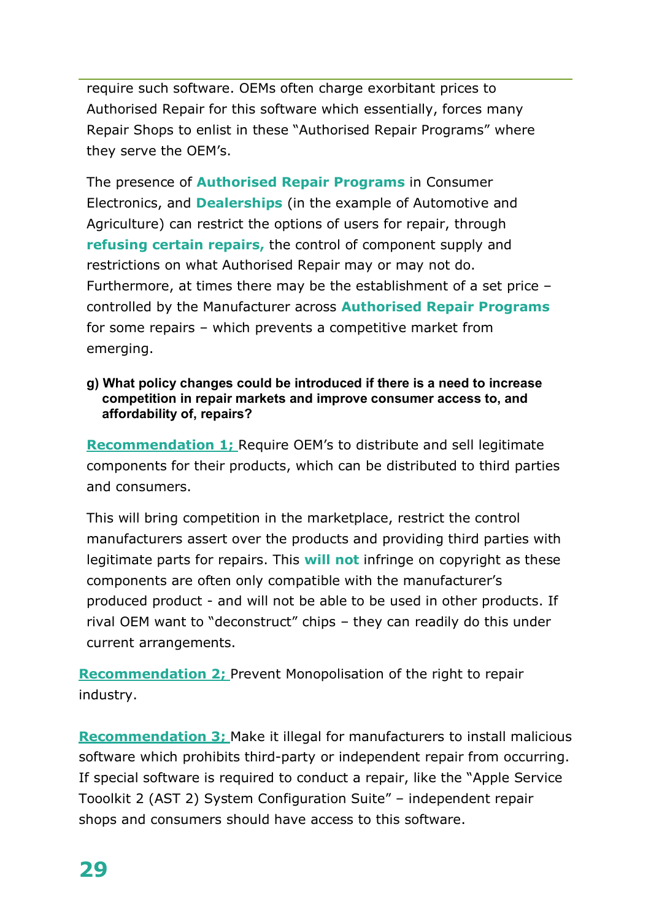require such software. OEMs often charge exorbitant prices to Authorised Repair for this software which essentially, forces many Repair Shops to enlist in these "Authorised Repair Programs" where they serve the OEM's.

The presence of **Authorised Repair Programs** in Consumer Electronics, and **Dealerships** (in the example of Automotive and Agriculture) can restrict the options of users for repair, through **refusing certain repairs,** the control of component supply and restrictions on what Authorised Repair may or may not do. Furthermore, at times there may be the establishment of a set price – controlled by the Manufacturer across **Authorised Repair Programs** for some repairs – which prevents a competitive market from emerging.

**g) What policy changes could be introduced if there is a need to increase competition in repair markets and improve consumer access to, and affordability of, repairs?**

**Recommendation 1;** Require OEM's to distribute and sell legitimate components for their products, which can be distributed to third parties and consumers.

This will bring competition in the marketplace, restrict the control manufacturers assert over the products and providing third parties with legitimate parts for repairs. This **will not** infringe on copyright as these components are often only compatible with the manufacturer's produced product - and will not be able to be used in other products. If rival OEM want to "deconstruct" chips – they can readily do this under current arrangements.

**Recommendation 2;** Prevent Monopolisation of the right to repair industry.

**Recommendation 3;** Make it illegal for manufacturers to install malicious software which prohibits third-party or independent repair from occurring. If special software is required to conduct a repair, like the "Apple Service Tooolkit 2 (AST 2) System Configuration Suite" – independent repair shops and consumers should have access to this software.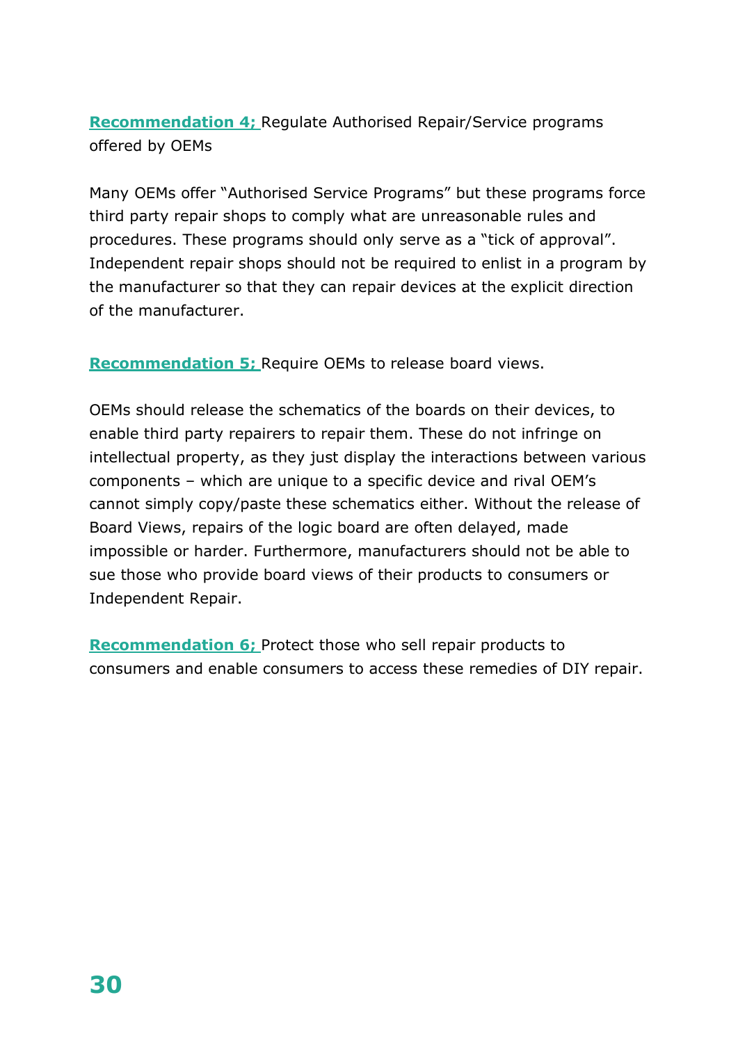**Recommendation 4;** Regulate Authorised Repair/Service programs offered by OEMs

Many OEMs offer "Authorised Service Programs" but these programs force third party repair shops to comply what are unreasonable rules and procedures. These programs should only serve as a "tick of approval". Independent repair shops should not be required to enlist in a program by the manufacturer so that they can repair devices at the explicit direction of the manufacturer.

**Recommendation 5;** Require OEMs to release board views.

OEMs should release the schematics of the boards on their devices, to enable third party repairers to repair them. These do not infringe on intellectual property, as they just display the interactions between various components – which are unique to a specific device and rival OEM's cannot simply copy/paste these schematics either. Without the release of Board Views, repairs of the logic board are often delayed, made impossible or harder. Furthermore, manufacturers should not be able to sue those who provide board views of their products to consumers or Independent Repair.

**Recommendation 6;** Protect those who sell repair products to consumers and enable consumers to access these remedies of DIY repair.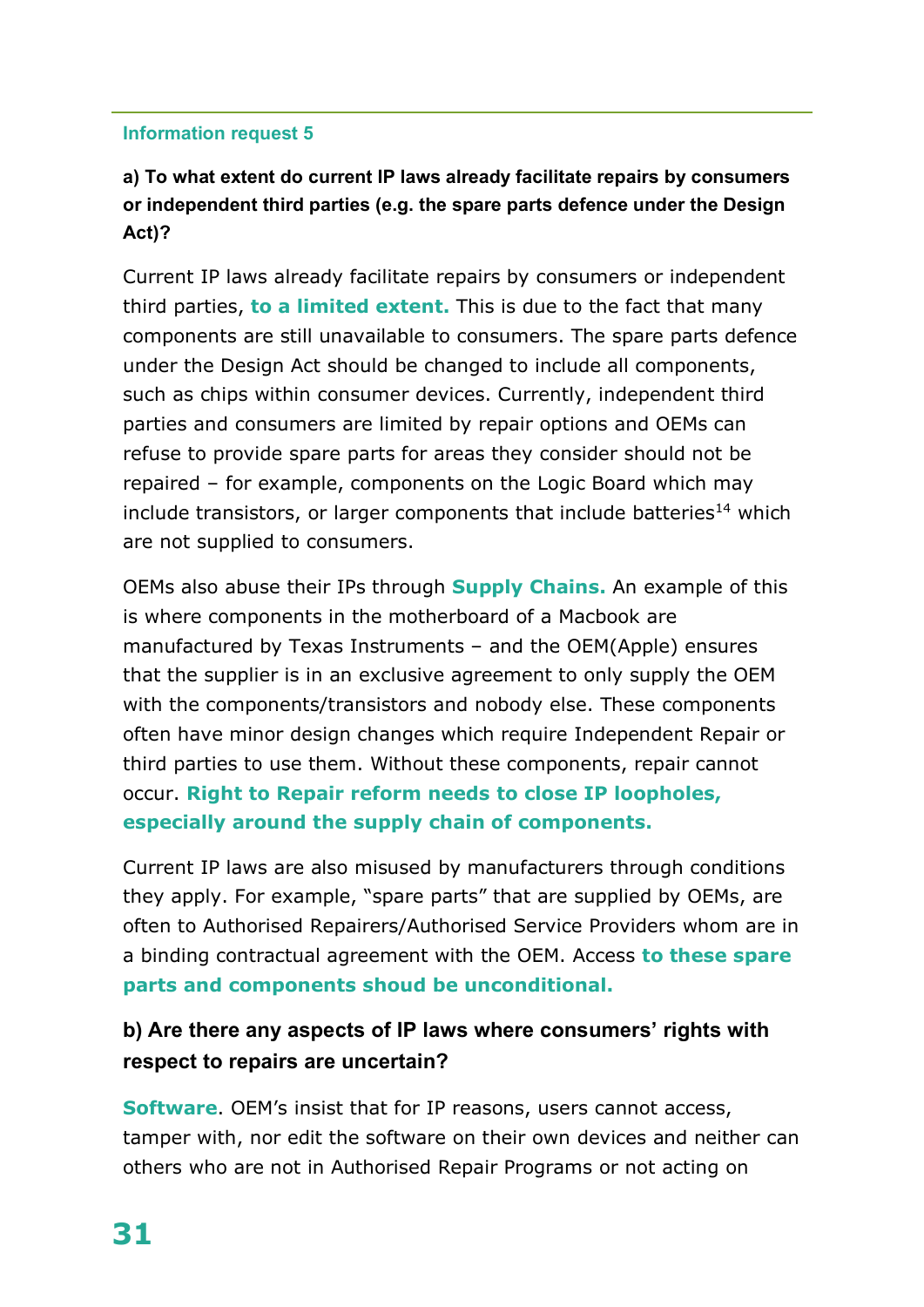#### Information request 5

**a) To what extent do current IP laws already facilitate repairs by consumers or independent third parties (e.g. the spare parts defence under the Design Act)?**

Current IP laws already facilitate repairs by consumers or independent third parties, **to a limited extent.** This is due to the fact that many components are still unavailable to consumers. The spare parts defence under the Design Act should be changed to include all components, such as chips within consumer devices. Currently, independent third parties and consumers are limited by repair options and OEMs can refuse to provide spare parts for areas they consider should not be repaired – for example, components on the Logic Board which may include transistors, or larger components that include batteries[14] which are not supplied to consumers.

OEMs also abuse their IPs through **Supply Chains.** An example of this is where components in the motherboard of a Macbook are manufactured by Texas Instruments – and the OEM(Apple) ensures that the supplier is in an exclusive agreement to only supply the OEM with the components/transistors and nobody else. These components often have minor design changes which require Independent Repair or third parties to use them. Without these components, repair cannot occur. **Right to Repair reform needs to close IP loopholes, especially around the supply chain of components.**

Current IP laws are also misused by manufacturers through conditions they apply. For example, "spare parts" that are supplied by OEMs, are often to Authorised Repairers/Authorised Service Providers whom are in a binding contractual agreement with the OEM. Access **to these spare parts and components shoud be unconditional.**

**b) Are there any aspects of IP laws where consumers' rights with respect to repairs are uncertain?**

**Software**. OEM's insist that for IP reasons, users cannot access, tamper with, nor edit the software on their own devices and neither can others who are not in Authorised Repair Programs or not acting on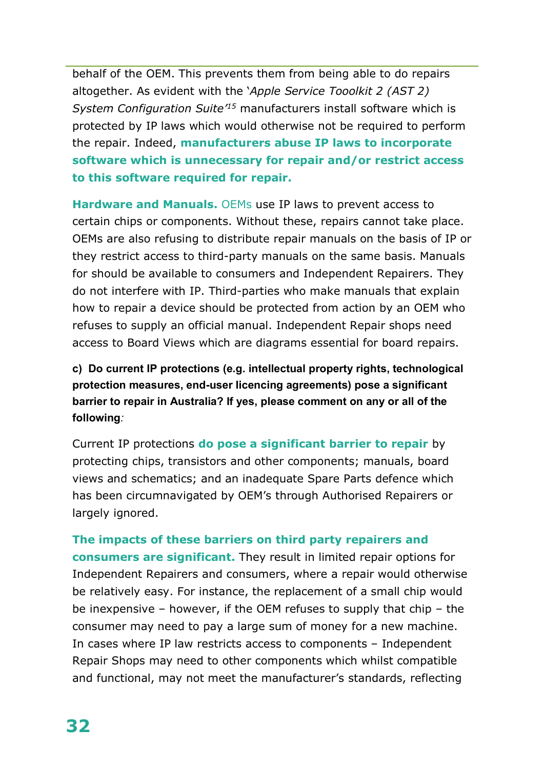behalf of the OEM. This prevents them from being able to do repairs altogether. As evident with the '*Apple Service Tooolkit 2 (AST 2) System Configuration Suite'*[15] manufacturers install software which is protected by IP laws which would otherwise not be required to perform the repair. Indeed, **manufacturers abuse IP laws to incorporate software which is unnecessary for repair and/or restrict access to this software required for repair.**

**Hardware and Manuals.** OEMs use IP laws to prevent access to certain chips or components. Without these, repairs cannot take place. OEMs are also refusing to distribute repair manuals on the basis of IP or they restrict access to third-party manuals on the same basis. Manuals for should be available to consumers and Independent Repairers. They do not interfere with IP. Third-parties who make manuals that explain how to repair a device should be protected from action by an OEM who refuses to supply an official manual. Independent Repair shops need access to Board Views which are diagrams essential for board repairs.

**c) Do current IP protections (e.g. intellectual property rights, technological protection measures, end-user licencing agreements) pose a significant barrier to repair in Australia? If yes, please comment on any or all of the following***:*

Current IP protections **do pose a significant barrier to repair** by protecting chips, transistors and other components; manuals, board views and schematics; and an inadequate Spare Parts defence which has been circumnavigated by OEM's through Authorised Repairers or largely ignored.

**The impacts of these barriers on third party repairers and consumers are significant.** They result in limited repair options for Independent Repairers and consumers, where a repair would otherwise be relatively easy. For instance, the replacement of a small chip would be inexpensive – however, if the OEM refuses to supply that chip – the consumer may need to pay a large sum of money for a new machine. In cases where IP law restricts access to components – Independent Repair Shops may need to other components which whilst compatible and functional, may not meet the manufacturer's standards, reflecting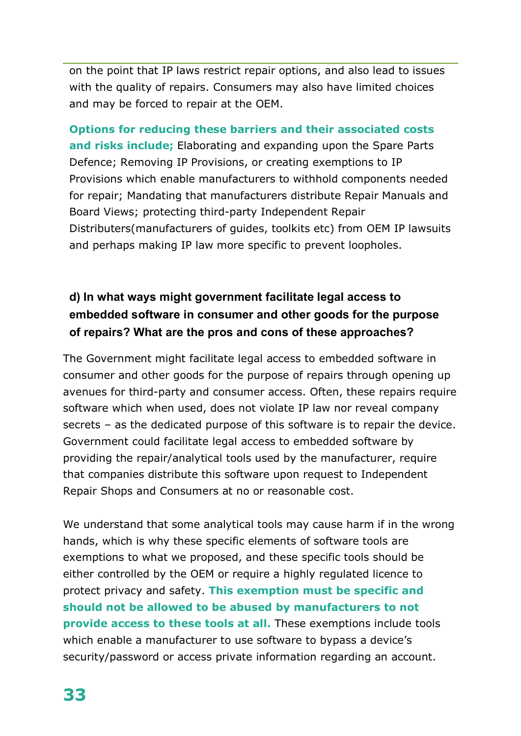on the point that IP laws restrict repair options, and also lead to issues with the quality of repairs. Consumers may also have limited choices and may be forced to repair at the OEM.

**Options for reducing these barriers and their associated costs and risks include;** Elaborating and expanding upon the Spare Parts Defence; Removing IP Provisions, or creating exemptions to IP Provisions which enable manufacturers to withhold components needed for repair; Mandating that manufacturers distribute Repair Manuals and Board Views; protecting third-party Independent Repair Distributers(manufacturers of guides, toolkits etc) from OEM IP lawsuits and perhaps making IP law more specific to prevent loopholes.

### d) In what ways might government facilitate legal access to embedded software in consumer and other goods for the purpose of repairs? What are the pros and cons of these approaches?

The Government might facilitate legal access to embedded software in consumer and other goods for the purpose of repairs through opening up avenues for third-party and consumer access. Often, these repairs require software which when used, does not violate IP law nor reveal company secrets – as the dedicated purpose of this software is to repair the device. Government could facilitate legal access to embedded software by providing the repair/analytical tools used by the manufacturer, require that companies distribute this software upon request to Independent Repair Shops and Consumers at no or reasonable cost.

We understand that some analytical tools may cause harm if in the wrong hands, which is why these specific elements of software tools are exemptions to what we proposed, and these specific tools should be either controlled by the OEM or require a highly regulated licence to protect privacy and safety. **This exemption must be specific and should not be allowed to be abused by manufacturers to not provide access to these tools at all.** These exemptions include tools which enable a manufacturer to use software to bypass a device's security/password or access private information regarding an account.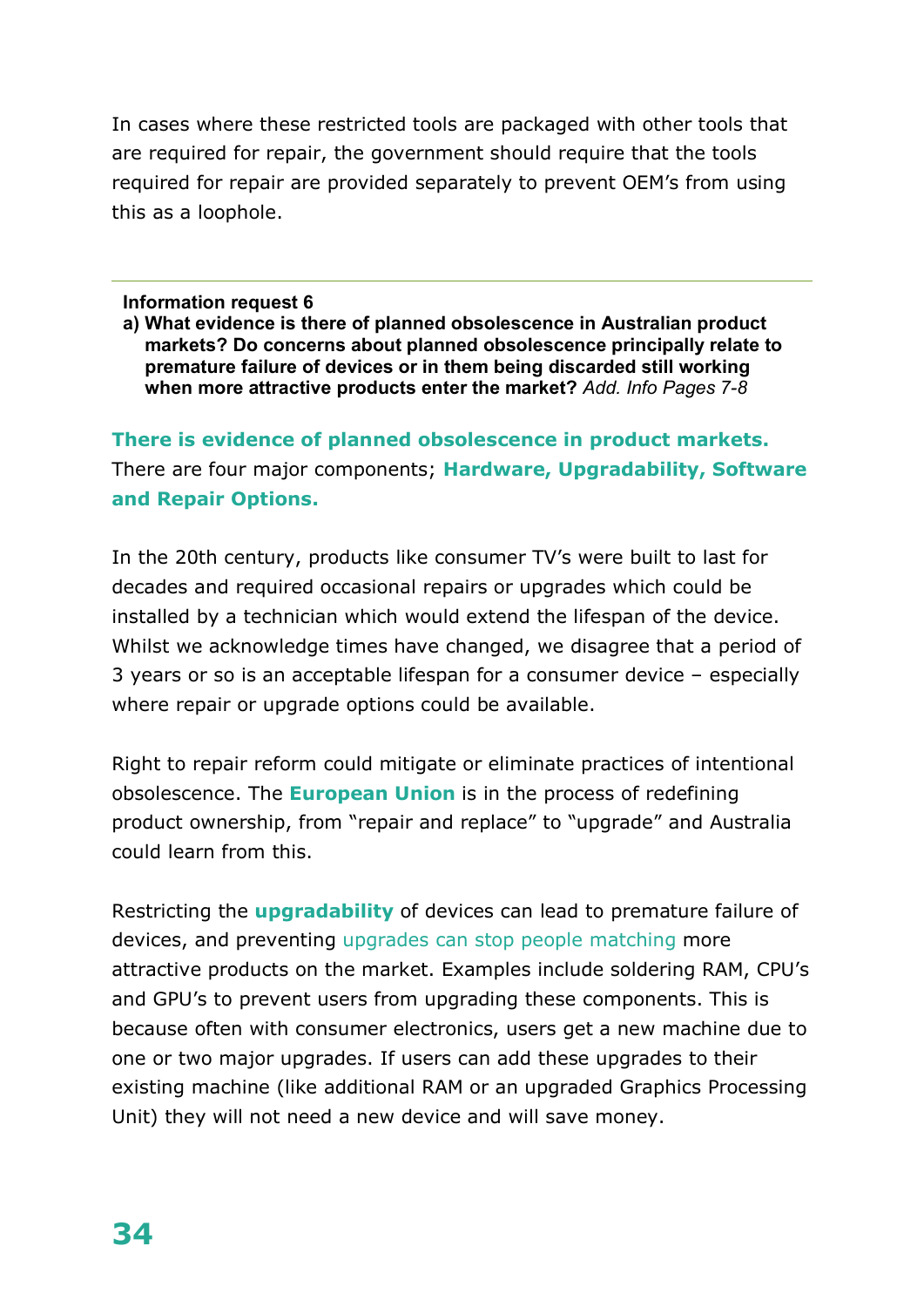In cases where these restricted tools are packaged with other tools that are required for repair, the government should require that the tools required for repair are provided separately to prevent OEM's from using this as a loophole.

---

**Information request 6**

**a) What evidence is there of planned obsolescence in Australian product markets? Do concerns about planned obsolescence principally relate to premature failure of devices or in them being discarded still working when more attractive products enter the market?** *Add. Info Pages 7-8*

**There is evidence of planned obsolescence in product markets.** There are four major components; **Hardware, Upgradability, Software and Repair Options.**

In the 20th century, products like consumer TV's were built to last for decades and required occasional repairs or upgrades which could be installed by a technician which would extend the lifespan of the device. Whilst we acknowledge times have changed, we disagree that a period of 3 years or so is an acceptable lifespan for a consumer device – especially where repair or upgrade options could be available.

Right to repair reform could mitigate or eliminate practices of intentional obsolescence. The **European Union** is in the process of redefining product ownership, from "repair and replace" to "upgrade" and Australia could learn from this.

Restricting the **upgradability** of devices can lead to premature failure of devices, and preventing upgrades can stop people matching more attractive products on the market. Examples include soldering RAM, CPU's and GPU's to prevent users from upgrading these components. This is because often with consumer electronics, users get a new machine due to one or two major upgrades. If users can add these upgrades to their existing machine (like additional RAM or an upgraded Graphics Processing Unit) they will not need a new device and will save money.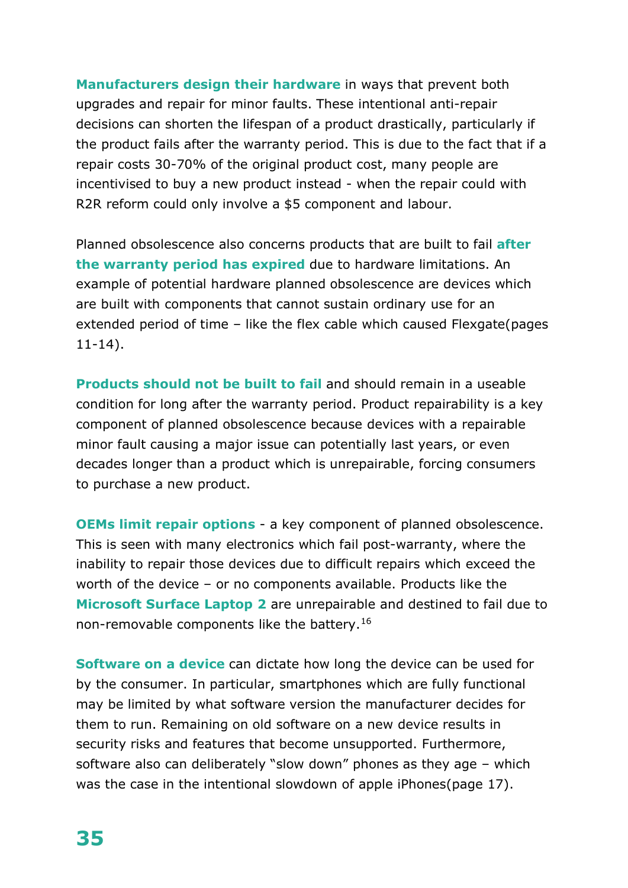**Manufacturers design their hardware** in ways that prevent both upgrades and repair for minor faults. These intentional anti-repair decisions can shorten the lifespan of a product drastically, particularly if the product fails after the warranty period. This is due to the fact that if a repair costs 30-70% of the original product cost, many people are incentivised to buy a new product instead - when the repair could with R2R reform could only involve a $5 component and labour.

Planned obsolescence also concerns products that are built to fail **after the warranty period has expired** due to hardware limitations. An example of potential hardware planned obsolescence are devices which are built with components that cannot sustain ordinary use for an extended period of time – like the flex cable which caused Flexgate(pages 11-14).

**Products should not be built to fail** and should remain in a useable condition for long after the warranty period. Product repairability is a key component of planned obsolescence because devices with a repairable minor fault causing a major issue can potentially last years, or even decades longer than a product which is unrepairable, forcing consumers to purchase a new product.

**OEMs limit repair options** - a key component of planned obsolescence. This is seen with many electronics which fail post-warranty, where the inability to repair those devices due to difficult repairs which exceed the worth of the device – or no components available. Products like the **Microsoft Surface Laptop 2** are unrepairable and destined to fail due to non-removable components like the battery.[16]

**Software on a device** can dictate how long the device can be used for by the consumer. In particular, smartphones which are fully functional may be limited by what software version the manufacturer decides for them to run. Remaining on old software on a new device results in security risks and features that become unsupported. Furthermore, software also can deliberately "slow down" phones as they age – which was the case in the intentional slowdown of apple iPhones(page 17).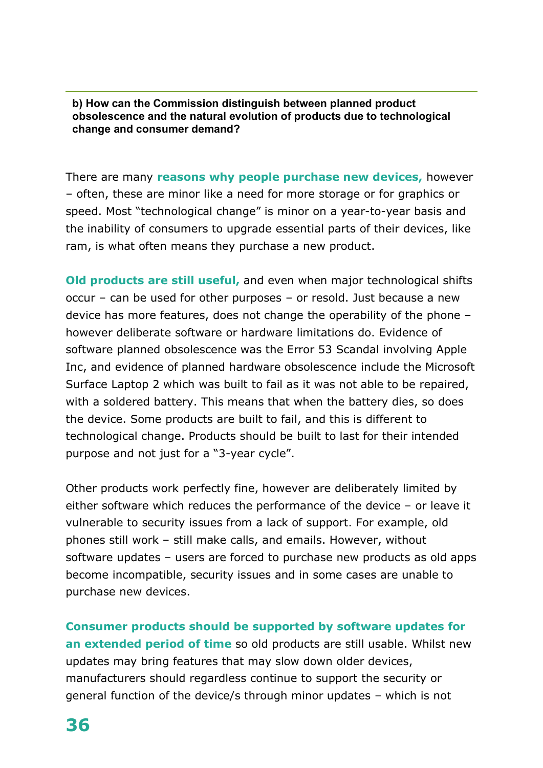**b) How can the Commission distinguish between planned product obsolescence and the natural evolution of products due to technological change and consumer demand?**

There are many **reasons why people purchase new devices,** however – often, these are minor like a need for more storage or for graphics or speed. Most "technological change" is minor on a year-to-year basis and the inability of consumers to upgrade essential parts of their devices, like ram, is what often means they purchase a new product.

**Old products are still useful,** and even when major technological shifts occur – can be used for other purposes – or resold. Just because a new device has more features, does not change the operability of the phone – however deliberate software or hardware limitations do. Evidence of software planned obsolescence was the Error 53 Scandal involving Apple Inc, and evidence of planned hardware obsolescence include the Microsoft Surface Laptop 2 which was built to fail as it was not able to be repaired, with a soldered battery. This means that when the battery dies, so does the device. Some products are built to fail, and this is different to technological change. Products should be built to last for their intended purpose and not just for a "3-year cycle".

Other products work perfectly fine, however are deliberately limited by either software which reduces the performance of the device – or leave it vulnerable to security issues from a lack of support. For example, old phones still work – still make calls, and emails. However, without software updates – users are forced to purchase new products as old apps become incompatible, security issues and in some cases are unable to purchase new devices.

**Consumer products should be supported by software updates for an extended period of time** so old products are still usable. Whilst new updates may bring features that may slow down older devices, manufacturers should regardless continue to support the security or general function of the device/s through minor updates – which is not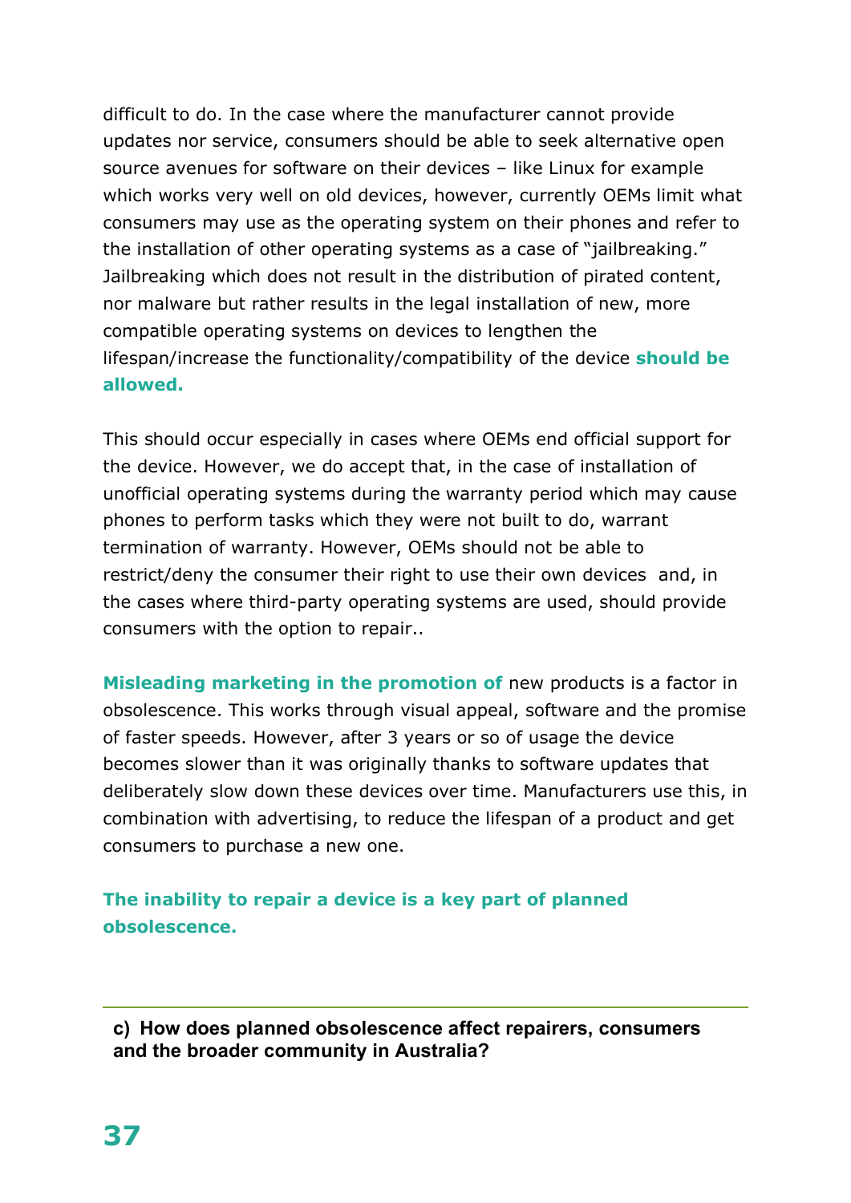difficult to do. In the case where the manufacturer cannot provide updates nor service, consumers should be able to seek alternative open source avenues for software on their devices – like Linux for example which works very well on old devices, however, currently OEMs limit what consumers may use as the operating system on their phones and refer to the installation of other operating systems as a case of "jailbreaking." Jailbreaking which does not result in the distribution of pirated content, nor malware but rather results in the legal installation of new, more compatible operating systems on devices to lengthen the lifespan/increase the functionality/compatibility of the device **should be allowed.**

This should occur especially in cases where OEMs end official support for the device. However, we do accept that, in the case of installation of unofficial operating systems during the warranty period which may cause phones to perform tasks which they were not built to do, warrant termination of warranty. However, OEMs should not be able to restrict/deny the consumer their right to use their own devices and, in the cases where third-party operating systems are used, should provide consumers with the option to repair..

**Misleading marketing in the promotion of** new products is a factor in obsolescence. This works through visual appeal, software and the promise of faster speeds. However, after 3 years or so of usage the device becomes slower than it was originally thanks to software updates that deliberately slow down these devices over time. Manufacturers use this, in combination with advertising, to reduce the lifespan of a product and get consumers to purchase a new one.

**The inability to repair a device is a key part of planned obsolescence.**

---

**c) How does planned obsolescence affect repairers, consumers and the broader community in Australia?**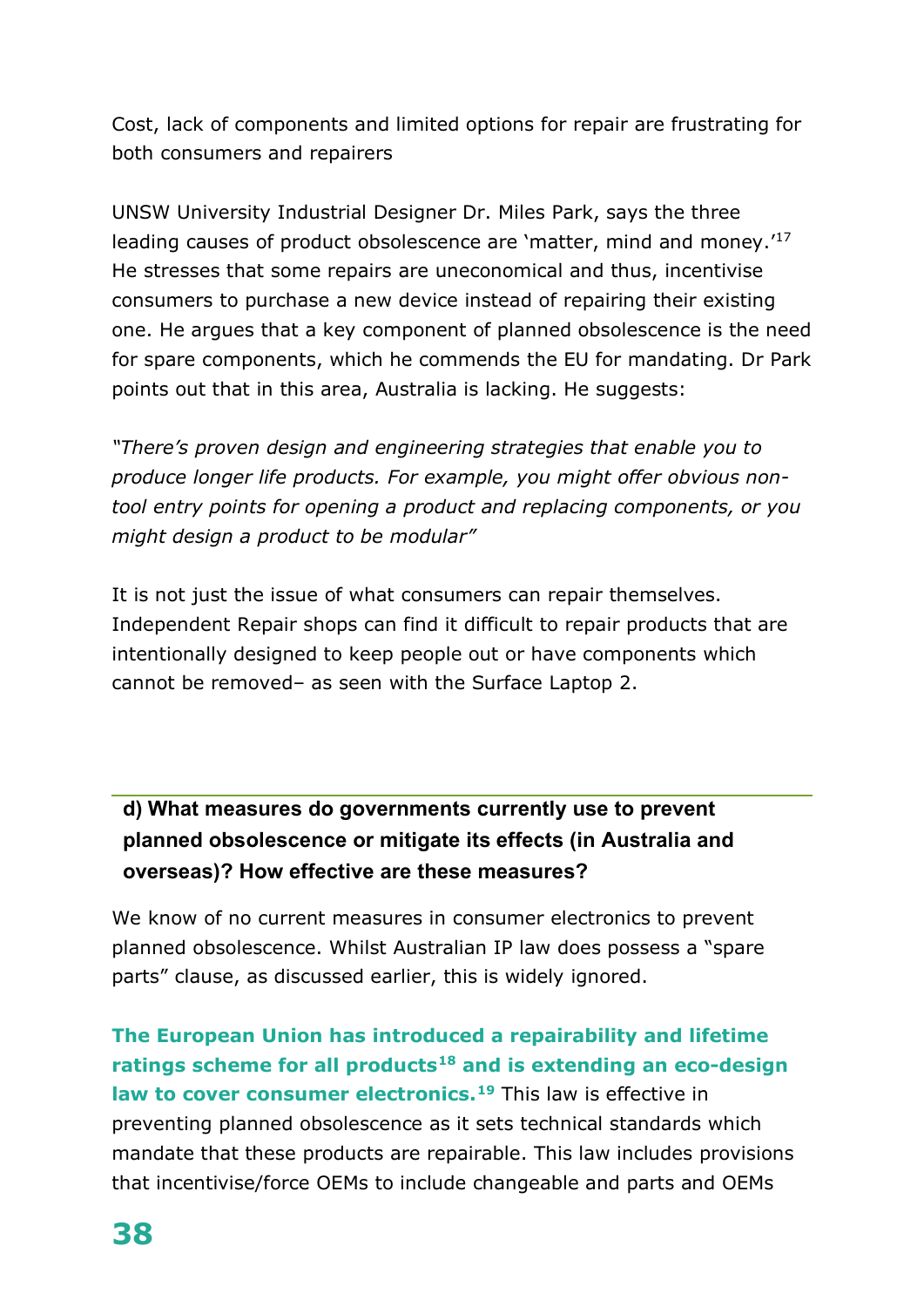Cost, lack of components and limited options for repair are frustrating for both consumers and repairers

UNSW University Industrial Designer Dr. Miles Park, says the three leading causes of product obsolescence are 'matter, mind and money.'[17] He stresses that some repairs are uneconomical and thus, incentivise consumers to purchase a new device instead of repairing their existing one. He argues that a key component of planned obsolescence is the need for spare components, which he commends the EU for mandating. Dr Park points out that in this area, Australia is lacking. He suggests:

*"There's proven design and engineering strategies that enable you to produce longer life products. For example, you might offer obvious non-tool entry points for opening a product and replacing components, or you might design a product to be modular"*

It is not just the issue of what consumers can repair themselves. Independent Repair shops can find it difficult to repair products that are intentionally designed to keep people out or have components which cannot be removed– as seen with the Surface Laptop 2.

## d) What measures do governments currently use to prevent planned obsolescence or mitigate its effects (in Australia and overseas)? How effective are these measures?

We know of no current measures in consumer electronics to prevent planned obsolescence. Whilst Australian IP law does possess a "spare parts" clause, as discussed earlier, this is widely ignored.

**The European Union has introduced a repairability and lifetime ratings scheme for all products[18] and is extending an eco-design law to cover consumer electronics.[19]** This law is effective in preventing planned obsolescence as it sets technical standards which mandate that these products are repairable. This law includes provisions that incentivise/force OEMs to include changeable and parts and OEMs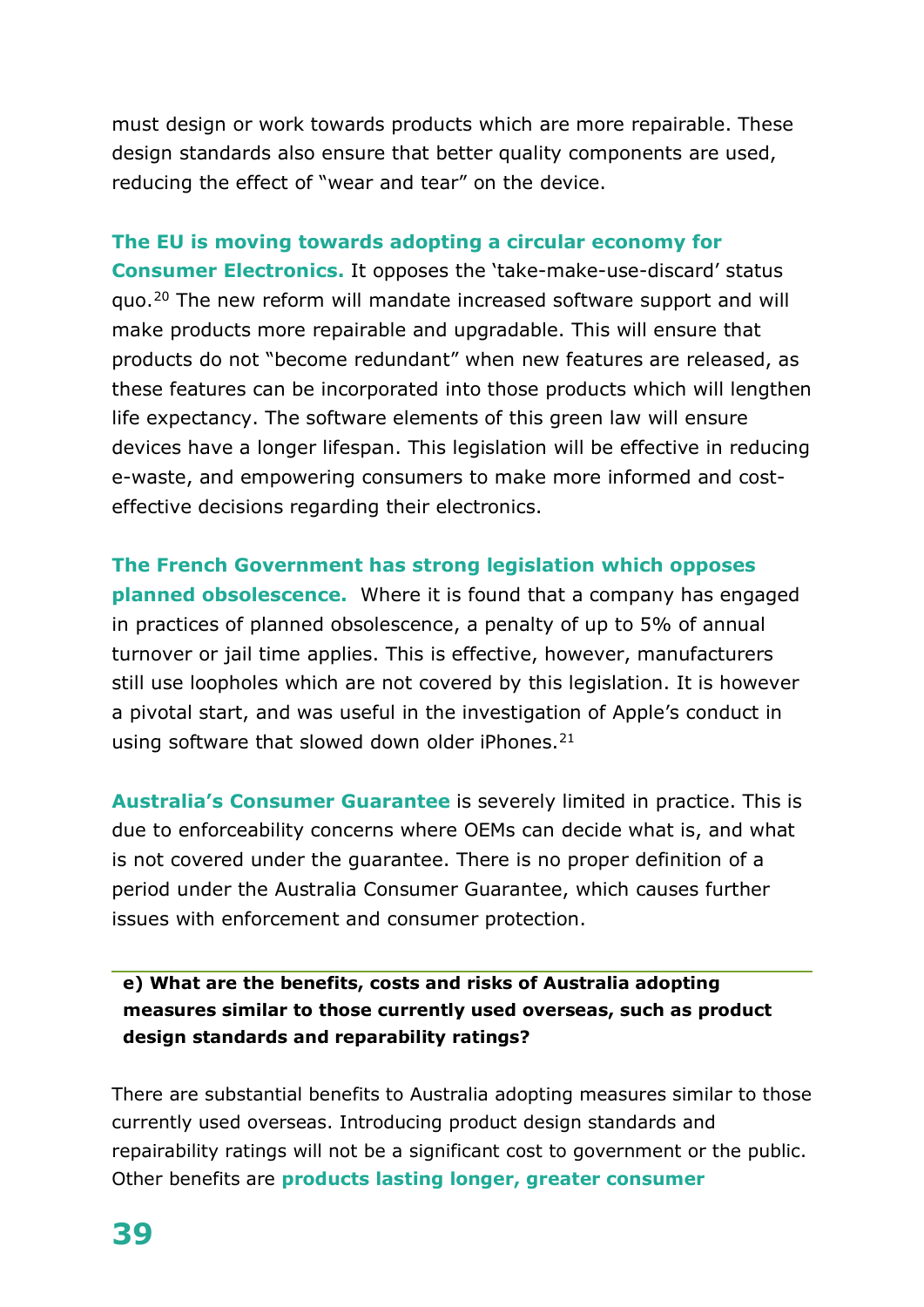must design or work towards products which are more repairable. These design standards also ensure that better quality components are used, reducing the effect of “wear and tear” on the device.

**The EU is moving towards adopting a circular economy for Consumer Electronics.** It opposes the ‘take-make-use-discard’ status quo.[20] The new reform will mandate increased software support and will make products more repairable and upgradable. This will ensure that products do not “become redundant” when new features are released, as these features can be incorporated into those products which will lengthen life expectancy. The software elements of this green law will ensure devices have a longer lifespan. This legislation will be effective in reducing e-waste, and empowering consumers to make more informed and cost-effective decisions regarding their electronics.

**The French Government has strong legislation which opposes planned obsolescence.** Where it is found that a company has engaged in practices of planned obsolescence, a penalty of up to 5% of annual turnover or jail time applies. This is effective, however, manufacturers still use loopholes which are not covered by this legislation. It is however a pivotal start, and was useful in the investigation of Apple’s conduct in using software that slowed down older iPhones.[21]

**Australia’s Consumer Guarantee** is severely limited in practice. This is due to enforceability concerns where OEMs can decide what is, and what is not covered under the guarantee. There is no proper definition of a period under the Australia Consumer Guarantee, which causes further issues with enforcement and consumer protection.

**e) What are the benefits, costs and risks of Australia adopting measures similar to those currently used overseas, such as product design standards and reparability ratings?**

There are substantial benefits to Australia adopting measures similar to those currently used overseas. Introducing product design standards and repairability ratings will not be a significant cost to government or the public. Other benefits are **products lasting longer, greater consumer**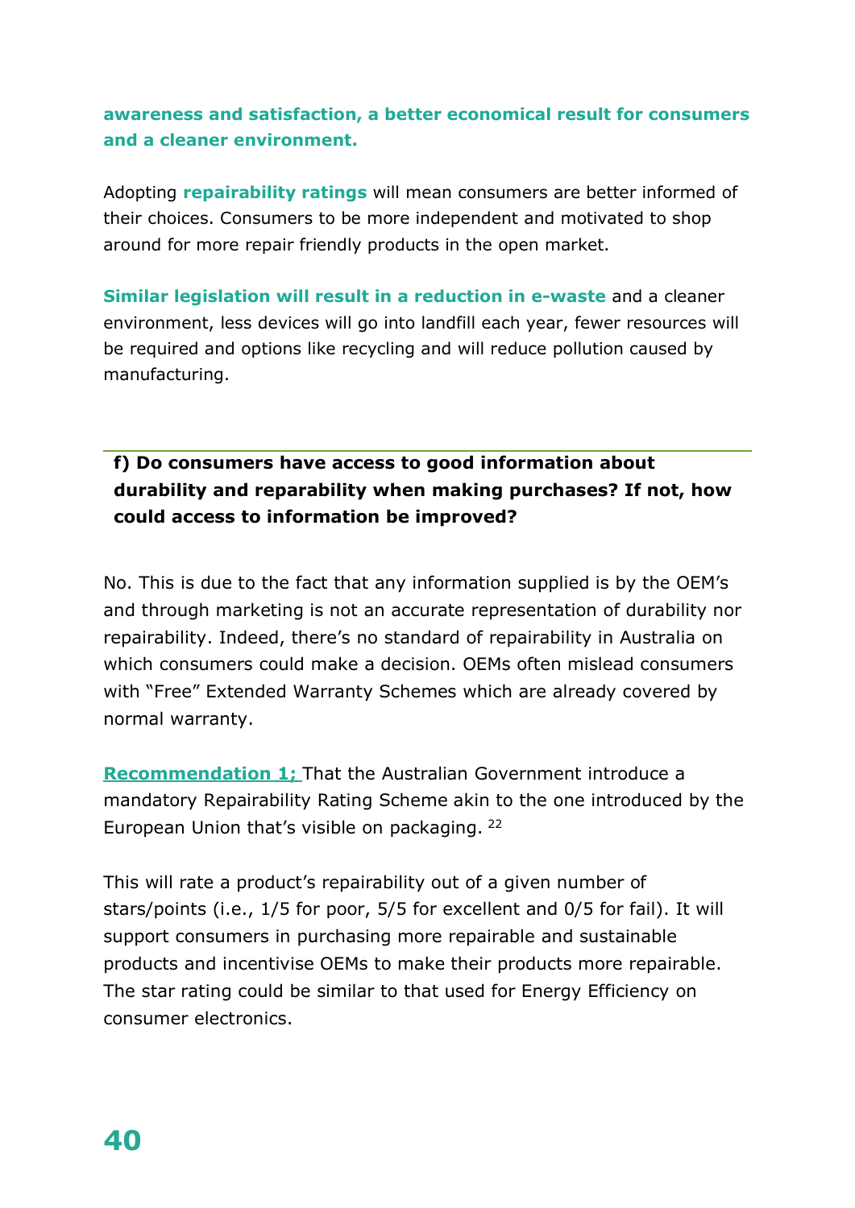**awareness and satisfaction, a better economical result for consumers and a cleaner environment.**

Adopting **repairability ratings** will mean consumers are better informed of their choices. Consumers to be more independent and motivated to shop around for more repair friendly products in the open market.

**Similar legislation will result in a reduction in e-waste** and a cleaner environment, less devices will go into landfill each year, fewer resources will be required and options like recycling and will reduce pollution caused by manufacturing.

---

### f) Do consumers have access to good information about durability and reparability when making purchases? If not, how could access to information be improved?

No. This is due to the fact that any information supplied is by the OEM's and through marketing is not an accurate representation of durability nor repairability. Indeed, there's no standard of repairability in Australia on which consumers could make a decision. OEMs often mislead consumers with "Free" Extended Warranty Schemes which are already covered by normal warranty.

**Recommendation 1;** That the Australian Government introduce a mandatory Repairability Rating Scheme akin to the one introduced by the European Union that's visible on packaging. [22]

This will rate a product's repairability out of a given number of stars/points (i.e., 1/5 for poor, 5/5 for excellent and 0/5 for fail). It will support consumers in purchasing more repairable and sustainable products and incentivise OEMs to make their products more repairable. The star rating could be similar to that used for Energy Efficiency on consumer electronics.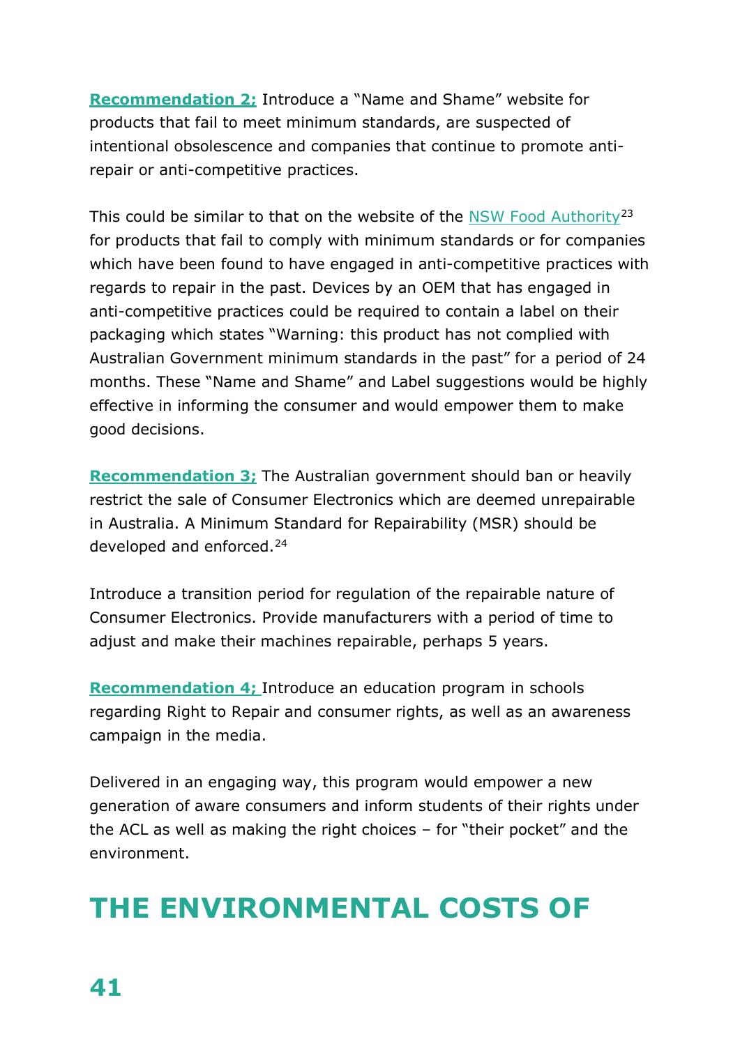**Recommendation 2;** Introduce a "Name and Shame" website for products that fail to meet minimum standards, are suspected of intentional obsolescence and companies that continue to promote anti-repair or anti-competitive practices.

This could be similar to that on the website of the NSW Food Authority[23] for products that fail to comply with minimum standards or for companies which have been found to have engaged in anti-competitive practices with regards to repair in the past. Devices by an OEM that has engaged in anti-competitive practices could be required to contain a label on their packaging which states "Warning: this product has not complied with Australian Government minimum standards in the past" for a period of 24 months. These "Name and Shame" and Label suggestions would be highly effective in informing the consumer and would empower them to make good decisions.

**Recommendation 3;** The Australian government should ban or heavily restrict the sale of Consumer Electronics which are deemed unrepairable in Australia. A Minimum Standard for Repairability (MSR) should be developed and enforced.[24]

Introduce a transition period for regulation of the repairable nature of Consumer Electronics. Provide manufacturers with a period of time to adjust and make their machines repairable, perhaps 5 years.

**Recommendation 4;** Introduce an education program in schools regarding Right to Repair and consumer rights, as well as an awareness campaign in the media.

Delivered in an engaging way, this program would empower a new generation of aware consumers and inform students of their rights under the ACL as well as making the right choices – for "their pocket" and the environment.

# THE ENVIRONMENTAL COSTS OF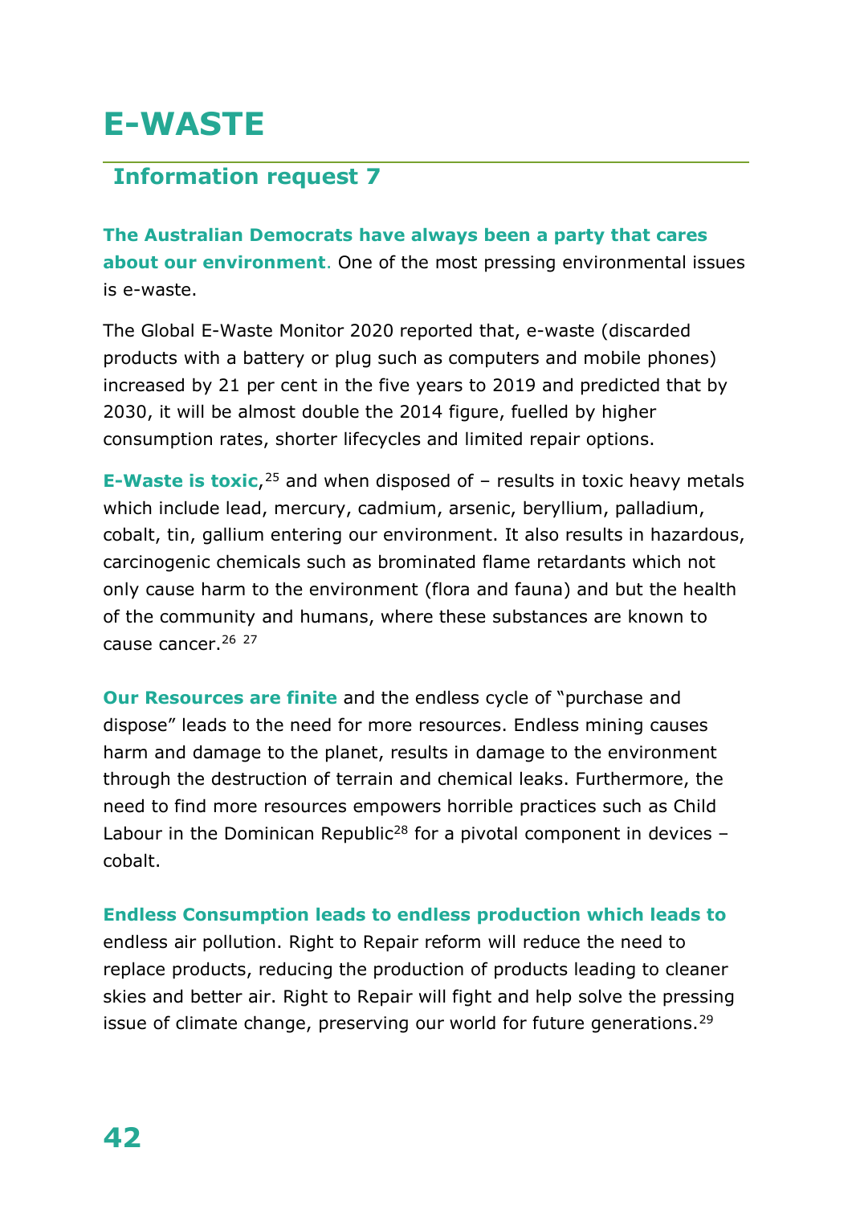# E-WASTE

## Information request 7

**The Australian Democrats have always been a party that cares about our environment**. One of the most pressing environmental issues is e-waste.

The Global E-Waste Monitor 2020 reported that, e-waste (discarded products with a battery or plug such as computers and mobile phones) increased by 21 per cent in the five years to 2019 and predicted that by 2030, it will be almost double the 2014 figure, fuelled by higher consumption rates, shorter lifecycles and limited repair options.

**E-Waste is toxic**,[25] and when disposed of – results in toxic heavy metals which include lead, mercury, cadmium, arsenic, beryllium, palladium, cobalt, tin, gallium entering our environment. It also results in hazardous, carcinogenic chemicals such as brominated flame retardants which not only cause harm to the environment (flora and fauna) and but the health of the community and humans, where these substances are known to cause cancer.[26] [27]

**Our Resources are finite** and the endless cycle of "purchase and dispose" leads to the need for more resources. Endless mining causes harm and damage to the planet, results in damage to the environment through the destruction of terrain and chemical leaks. Furthermore, the need to find more resources empowers horrible practices such as Child Labour in the Dominican Republic[28] for a pivotal component in devices – cobalt.

**Endless Consumption leads to endless production which leads to** endless air pollution. Right to Repair reform will reduce the need to replace products, reducing the production of products leading to cleaner skies and better air. Right to Repair will fight and help solve the pressing issue of climate change, preserving our world for future generations.[29]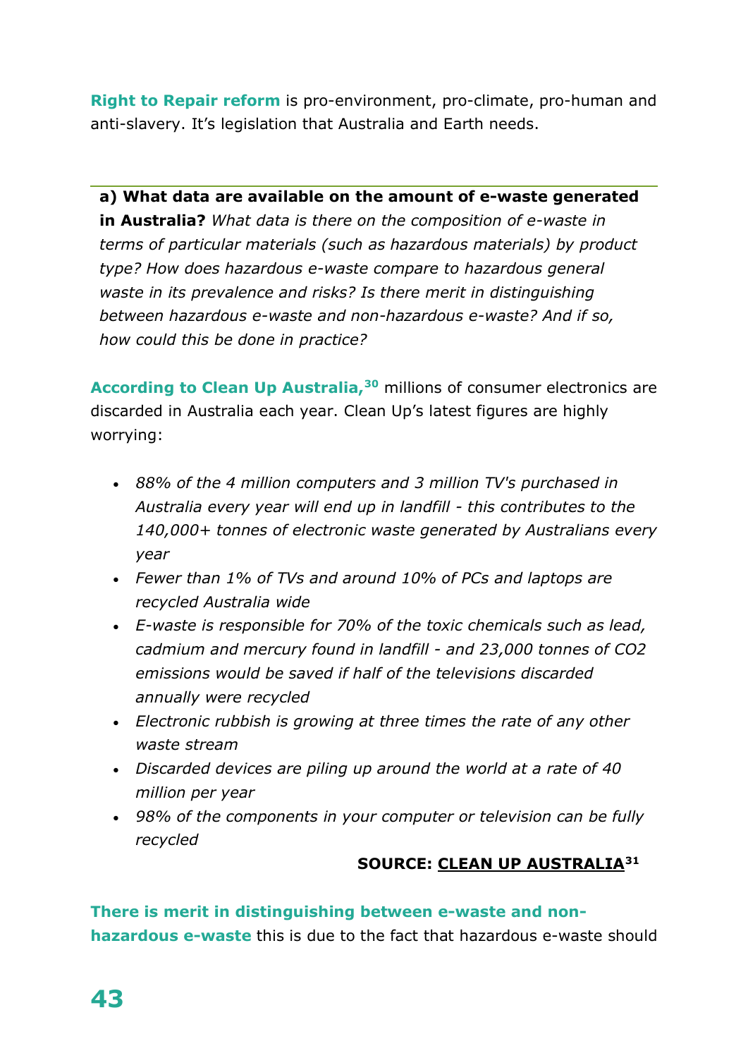**Right to Repair reform** is pro-environment, pro-climate, pro-human and anti-slavery. It's legislation that Australia and Earth needs.

---

**a) What data are available on the amount of e-waste generated in Australia?** *What data is there on the composition of e-waste in terms of particular materials (such as hazardous materials) by product type? How does hazardous e-waste compare to hazardous general waste in its prevalence and risks? Is there merit in distinguishing between hazardous e-waste and non-hazardous e-waste? And if so, how could this be done in practice?*

**According to Clean Up Australia,**[30] millions of consumer electronics are discarded in Australia each year. Clean Up's latest figures are highly worrying:

- *88% of the 4 million computers and 3 million TV's purchased in Australia every year will end up in landfill - this contributes to the 140,000+ tonnes of electronic waste generated by Australians every year*
- *Fewer than 1% of TVs and around 10% of PCs and laptops are recycled Australia wide*
- *E-waste is responsible for 70% of the toxic chemicals such as lead, cadmium and mercury found in landfill - and 23,000 tonnes of CO2 emissions would be saved if half of the televisions discarded annually were recycled*
- *Electronic rubbish is growing at three times the rate of any other waste stream*
- *Discarded devices are piling up around the world at a rate of 40 million per year*
- *98% of the components in your computer or television can be fully recycled*

**SOURCE: CLEAN UP AUSTRALIA**[31]

**There is merit in distinguishing between e-waste and non-hazardous e-waste** this is due to the fact that hazardous e-waste should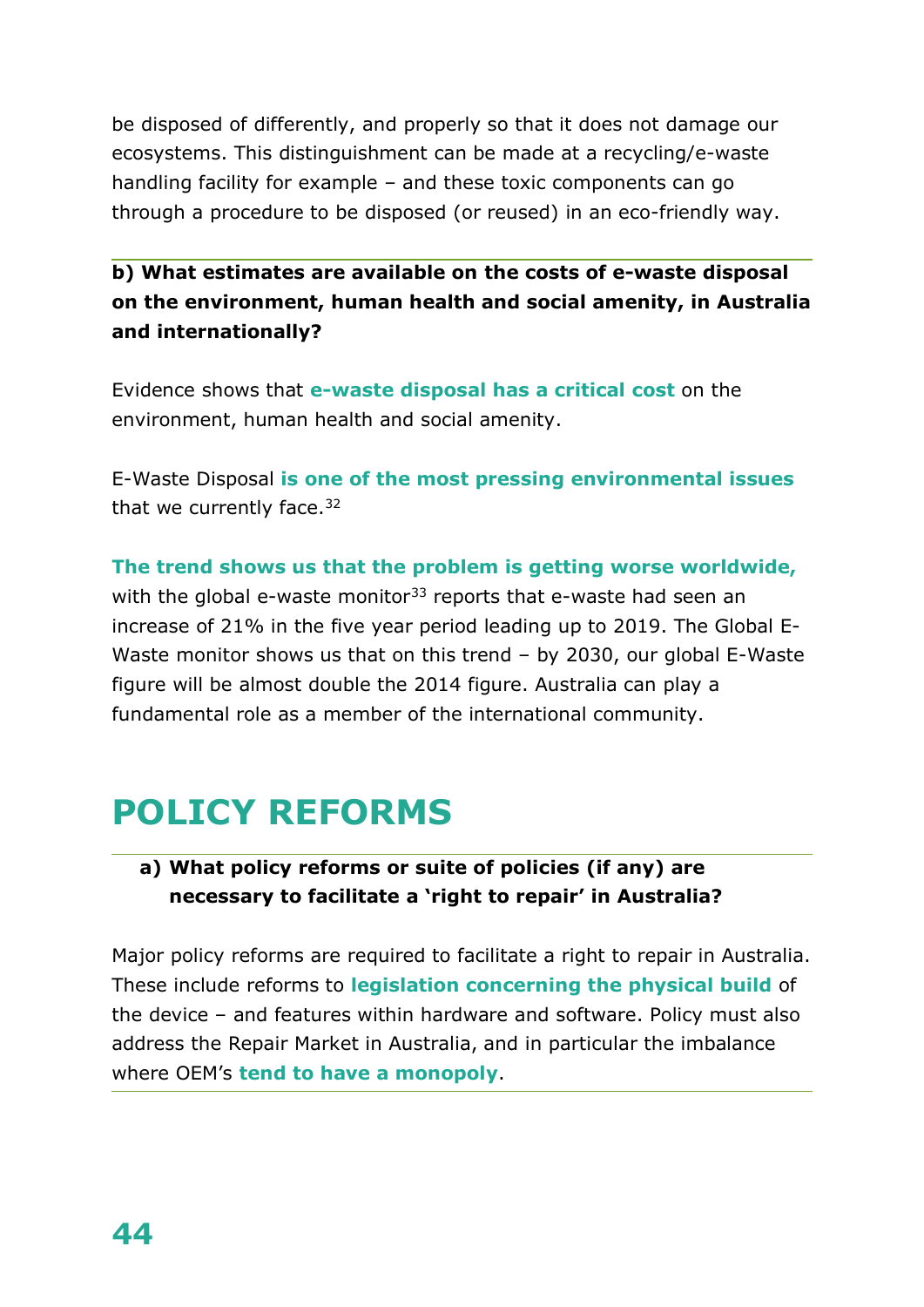be disposed of differently, and properly so that it does not damage our ecosystems. This distinguishment can be made at a recycling/e-waste handling facility for example – and these toxic components can go through a procedure to be disposed (or reused) in an eco-friendly way.

**b) What estimates are available on the costs of e-waste disposal on the environment, human health and social amenity, in Australia and internationally?**

Evidence shows that **e-waste disposal has a critical cost** on the environment, human health and social amenity.

E-Waste Disposal **is one of the most pressing environmental issues** that we currently face.[32]

**The trend shows us that the problem is getting worse worldwide,** with the global e-waste monitor[33] reports that e-waste had seen an increase of 21% in the five year period leading up to 2019. The Global E-Waste monitor shows us that on this trend – by 2030, our global E-Waste figure will be almost double the 2014 figure. Australia can play a fundamental role as a member of the international community.

# POLICY REFORMS

**a) What policy reforms or suite of policies (if any) are necessary to facilitate a 'right to repair' in Australia?**

Major policy reforms are required to facilitate a right to repair in Australia. These include reforms to **legislation concerning the physical build** of the device – and features within hardware and software. Policy must also address the Repair Market in Australia, and in particular the imbalance where OEM's **tend to have a monopoly**.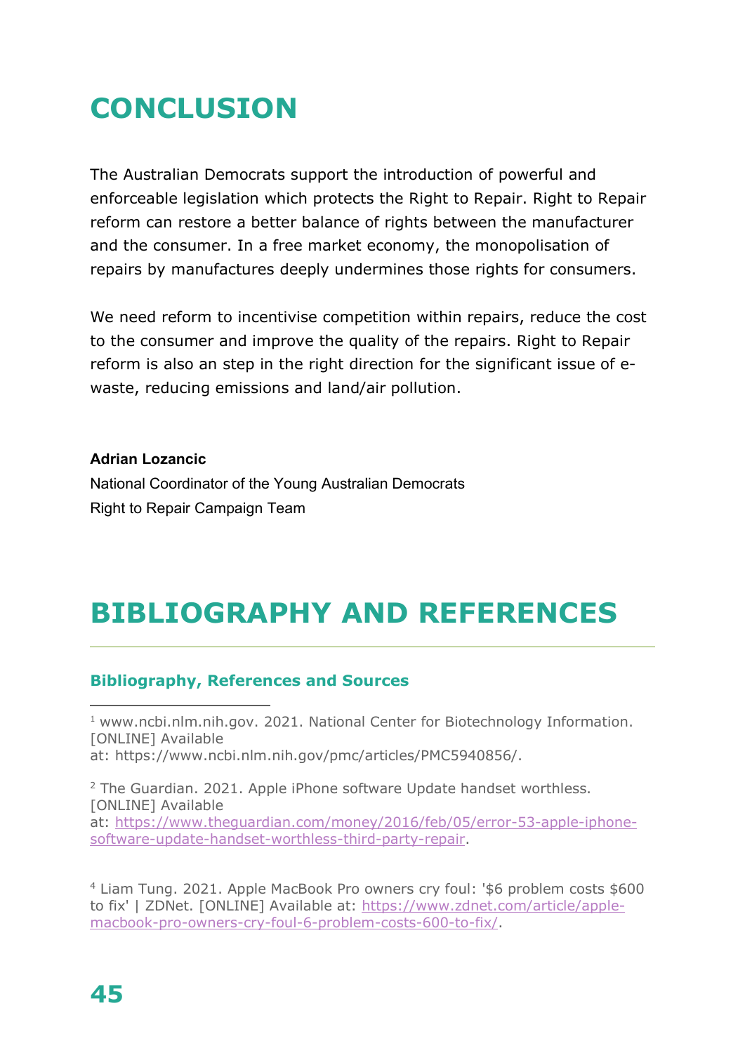# CONCLUSION

The Australian Democrats support the introduction of powerful and enforceable legislation which protects the Right to Repair. Right to Repair reform can restore a better balance of rights between the manufacturer and the consumer. In a free market economy, the monopolisation of repairs by manufactures deeply undermines those rights for consumers.

We need reform to incentivise competition within repairs, reduce the cost to the consumer and improve the quality of the repairs. Right to Repair reform is also an step in the right direction for the significant issue of e-waste, reducing emissions and land/air pollution.

**Adrian Lozancic**
National Coordinator of the Young Australian Democrats
Right to Repair Campaign Team

# BIBLIOGRAPHY AND REFERENCES

## Bibliography, References and Sources

[1] www.ncbi.nlm.nih.gov. 2021. National Center for Biotechnology Information. [ONLINE] Available at: https://www.ncbi.nlm.nih.gov/pmc/articles/PMC5940856/.

[2] The Guardian. 2021. Apple iPhone software Update handset worthless. [ONLINE] Available at: https://www.theguardian.com/money/2016/feb/05/error-53-apple-iphone-software-update-handset-worthless-third-party-repair.

[4] Liam Tung. 2021. Apple MacBook Pro owners cry foul: '$6 problem costs $600 to fix' | ZDNet. [ONLINE] Available at: https://www.zdnet.com/article/apple-macbook-pro-owners-cry-foul-6-problem-costs-600-to-fix/.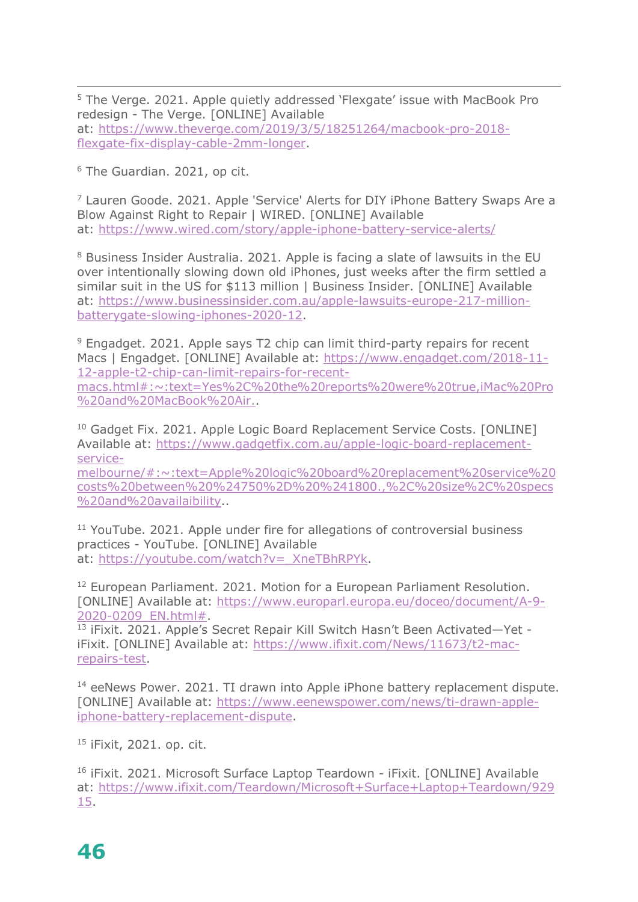[5] The Verge. 2021. Apple quietly addressed 'Flexgate' issue with MacBook Pro redesign - The Verge. [ONLINE] Available at: https://www.theverge.com/2019/3/5/18251264/macbook-pro-2018-flexgate-fix-display-cable-2mm-longer.

[6] The Guardian. 2021, op cit.

[7] Lauren Goode. 2021. Apple 'Service' Alerts for DIY iPhone Battery Swaps Are a Blow Against Right to Repair | WIRED. [ONLINE] Available at: https://www.wired.com/story/apple-iphone-battery-service-alerts/

[8] Business Insider Australia. 2021. Apple is facing a slate of lawsuits in the EU over intentionally slowing down old iPhones, just weeks after the firm settled a similar suit in the US for $113 million | Business Insider. [ONLINE] Available at: https://www.businessinsider.com.au/apple-lawsuits-europe-217-million-batterygate-slowing-iphones-2020-12.

[9] Engadget. 2021. Apple says T2 chip can limit third-party repairs for recent Macs | Engadget. [ONLINE] Available at: https://www.engadget.com/2018-11-12-apple-t2-chip-can-limit-repairs-for-recent-macs.html#:~:text=Yes%2C%20the%20reports%20were%20true,iMac%20Pro%20and%20MacBook%20Air..

[10] Gadget Fix. 2021. Apple Logic Board Replacement Service Costs. [ONLINE] Available at: https://www.gadgetfix.com.au/apple-logic-board-replacement-service-melbourne/#:~:text=Apple%20logic%20board%20replacement%20service%20costs%20between%20%24750%2D%20%241800.,%2C%20size%2C%20specs%20and%20availaibility..

[11] YouTube. 2021. Apple under fire for allegations of controversial business practices - YouTube. [ONLINE] Available at: https://youtube.com/watch?v=_XneTBhRPYk.

[12] European Parliament. 2021. Motion for a European Parliament Resolution. [ONLINE] Available at: https://www.europarl.europa.eu/doceo/document/A-9-2020-0209_EN.html#.

[13] iFixit. 2021. Apple's Secret Repair Kill Switch Hasn't Been Activated—Yet - iFixit. [ONLINE] Available at: https://www.ifixit.com/News/11673/t2-mac-repairs-test.

[14] eeNews Power. 2021. TI drawn into Apple iPhone battery replacement dispute. [ONLINE] Available at: https://www.eenewspower.com/news/ti-drawn-apple-iphone-battery-replacement-dispute.

[15] iFixit, 2021. op. cit.

[16] iFixit. 2021. Microsoft Surface Laptop Teardown - iFixit. [ONLINE] Available at: https://www.ifixit.com/Teardown/Microsoft+Surface+Laptop+Teardown/92915.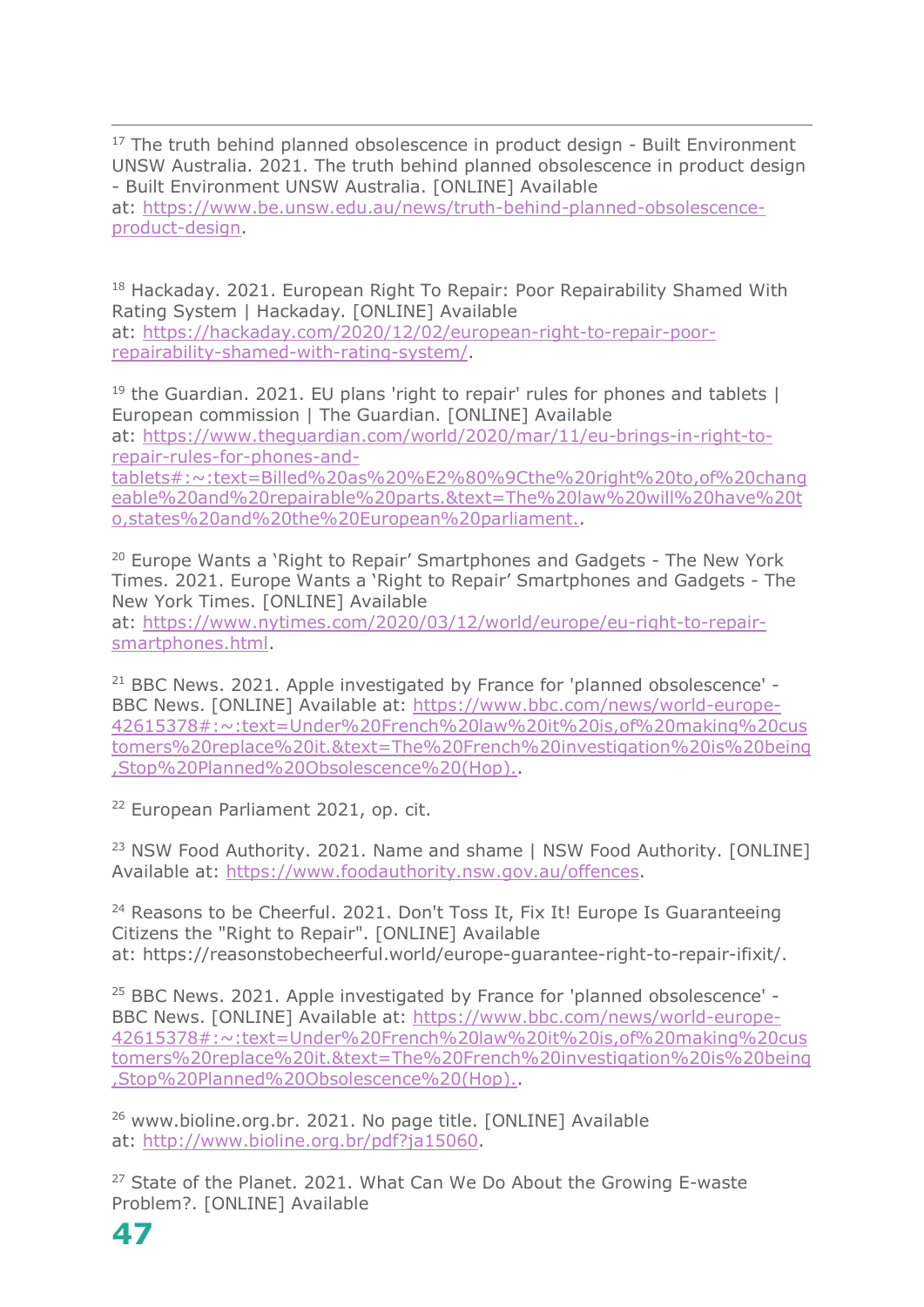[17] The truth behind planned obsolescence in product design - Built Environment UNSW Australia. 2021. The truth behind planned obsolescence in product design - Built Environment UNSW Australia. [ONLINE] Available at: https://www.be.unsw.edu.au/news/truth-behind-planned-obsolescence-product-design.

[18] Hackaday. 2021. European Right To Repair: Poor Repairability Shamed With Rating System | Hackaday. [ONLINE] Available at: https://hackaday.com/2020/12/02/european-right-to-repair-poor-repairability-shamed-with-rating-system/.

[19] the Guardian. 2021. EU plans 'right to repair' rules for phones and tablets | European commission | The Guardian. [ONLINE] Available at: https://www.theguardian.com/world/2020/mar/11/eu-brings-in-right-to-repair-rules-for-phones-and-tablets#:~:text=Billed%20as%20%E2%80%9Cthe%20right%20to,of%20changeable%20and%20repairable%20parts.&text=The%20law%20will%20have%20to,states%20and%20the%20European%20parliament..

[20] Europe Wants a 'Right to Repair' Smartphones and Gadgets - The New York Times. 2021. Europe Wants a 'Right to Repair' Smartphones and Gadgets - The New York Times. [ONLINE] Available at: https://www.nytimes.com/2020/03/12/world/europe/eu-right-to-repair-smartphones.html.

[21] BBC News. 2021. Apple investigated by France for 'planned obsolescence' - BBC News. [ONLINE] Available at: https://www.bbc.com/news/world-europe-42615378#:~:text=Under%20French%20law%20it%20is,of%20making%20customers%20replace%20it.&text=The%20French%20investigation%20is%20being,Stop%20Planned%20Obsolescence%20(Hop)..

[22] European Parliament 2021, op. cit.

[23] NSW Food Authority. 2021. Name and shame | NSW Food Authority. [ONLINE] Available at: https://www.foodauthority.nsw.gov.au/offences.

[24] Reasons to be Cheerful. 2021. Don't Toss It, Fix It! Europe Is Guaranteeing Citizens the "Right to Repair". [ONLINE] Available at: https://reasonstobecheerful.world/europe-guarantee-right-to-repair-ifixit/.

[25] BBC News. 2021. Apple investigated by France for 'planned obsolescence' - BBC News. [ONLINE] Available at: https://www.bbc.com/news/world-europe-42615378#:~:text=Under%20French%20law%20it%20is,of%20making%20customers%20replace%20it.&text=The%20French%20investigation%20is%20being,Stop%20Planned%20Obsolescence%20(Hop)..

[26] www.bioline.org.br. 2021. No page title. [ONLINE] Available at: http://www.bioline.org.br/pdf?ja15060.

[27] State of the Planet. 2021. What Can We Do About the Growing E-waste Problem?. [ONLINE] Available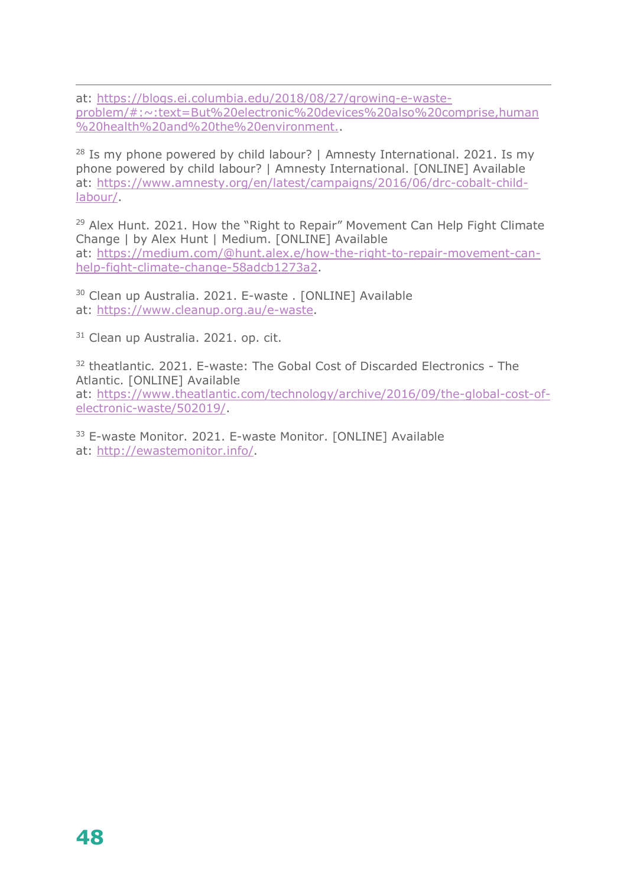at: https://blogs.ei.columbia.edu/2018/08/27/growing-e-waste-problem/#:~:text=But%20electronic%20devices%20also%20comprise,human%20health%20and%20the%20environment..

[28] Is my phone powered by child labour? | Amnesty International. 2021. Is my phone powered by child labour? | Amnesty International. [ONLINE] Available at: https://www.amnesty.org/en/latest/campaigns/2016/06/drc-cobalt-child-labour/.

[29] Alex Hunt. 2021. How the "Right to Repair" Movement Can Help Fight Climate Change | by Alex Hunt | Medium. [ONLINE] Available at: https://medium.com/@hunt.alex.e/how-the-right-to-repair-movement-can-help-fight-climate-change-58adcb1273a2.

[30] Clean up Australia. 2021. E-waste . [ONLINE] Available at: https://www.cleanup.org.au/e-waste.

[31] Clean up Australia. 2021. op. cit.

[32] theatlantic. 2021. E-waste: The Gobal Cost of Discarded Electronics - The Atlantic. [ONLINE] Available at: https://www.theatlantic.com/technology/archive/2016/09/the-global-cost-of-electronic-waste/502019/.

[33] E-waste Monitor. 2021. E-waste Monitor. [ONLINE] Available at: http://ewastemonitor.info/.